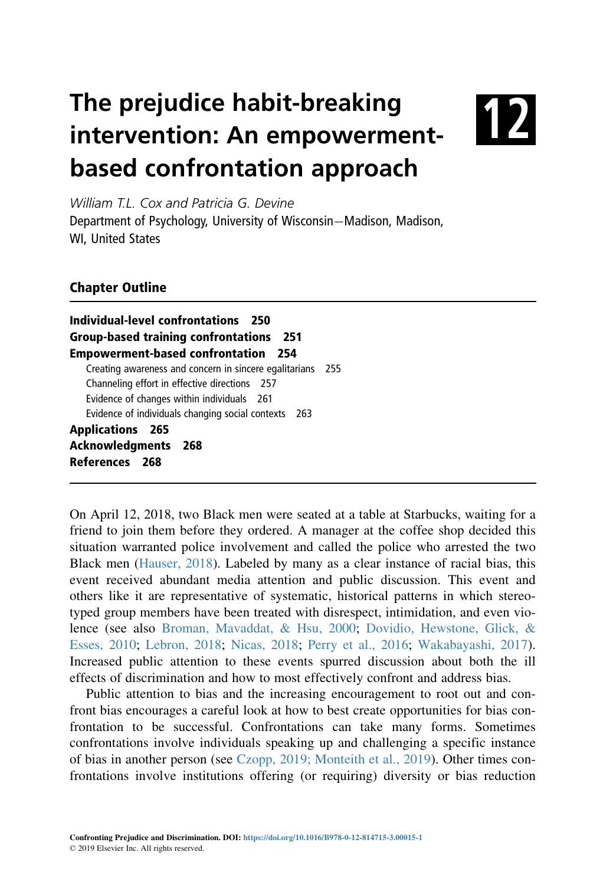# The prejudice habit-breaking intervention: An empowerment-based confrontation approach

# 12

*William T.L. Cox and Patricia G. Devine*

Department of Psychology, University of Wisconsin–Madison, Madison, WI, United States

## Chapter Outline

**Individual-level confrontations 250**
**Group-based training confrontations 251**
**Empowerment-based confrontation 254**
Creating awareness and concern in sincere egalitarians 255
Channeling effort in effective directions 257
Evidence of changes within individuals 261
Evidence of individuals changing social contexts 263
**Applications 265**
**Acknowledgments 268**
**References 268**

---

On April 12, 2018, two Black men were seated at a table at Starbucks, waiting for a friend to join them before they ordered. A manager at the coffee shop decided this situation warranted police involvement and called the police who arrested the two Black men (Hauser, 2018). Labeled by many as a clear instance of racial bias, this event received abundant media attention and public discussion. This event and others like it are representative of systematic, historical patterns in which stereotyped group members have been treated with disrespect, intimidation, and even violence (see also Broman, Mavaddat, & Hsu, 2000; Dovidio, Hewstone, Glick, & Esses, 2010; Lebron, 2018; Nicas, 2018; Perry et al., 2016; Wakabayashi, 2017). Increased public attention to these events spurred discussion about both the ill effects of discrimination and how to most effectively confront and address bias.

Public attention to bias and the increasing encouragement to root out and confront bias encourages a careful look at how to best create opportunities for bias confrontation to be successful. Confrontations can take many forms. Sometimes confrontations involve individuals speaking up and challenging a specific instance of bias in another person (see Czopp, 2019; Monteith et al., 2019). Other times confrontations involve institutions offering (or requiring) diversity or bias reduction

**Confronting Prejudice and Discrimination. DOI:** https://doi.org/10.1016/B978-0-12-814715-3.00015-1
© 2019 Elsevier Inc. All rights reserved.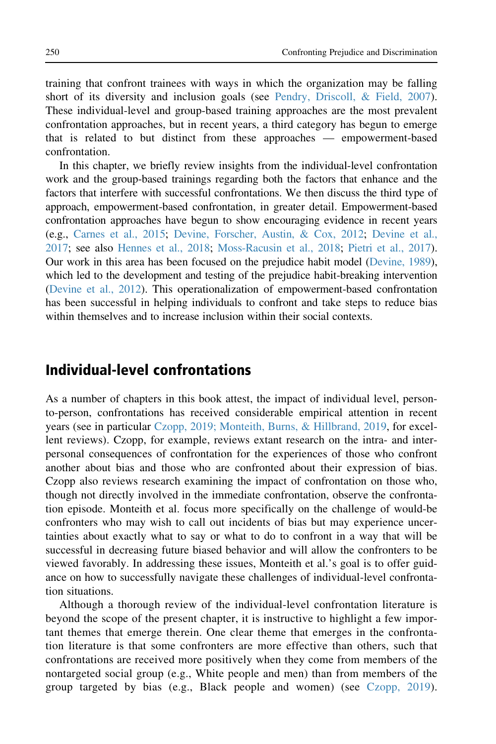training that confront trainees with ways in which the organization may be falling short of its diversity and inclusion goals (see Pendry, Driscoll, & Field, 2007). These individual-level and group-based training approaches are the most prevalent confrontation approaches, but in recent years, a third category has begun to emerge that is related to but distinct from these approaches — empowerment-based confrontation.

In this chapter, we briefly review insights from the individual-level confrontation work and the group-based trainings regarding both the factors that enhance and the factors that interfere with successful confrontations. We then discuss the third type of approach, empowerment-based confrontation, in greater detail. Empowerment-based confrontation approaches have begun to show encouraging evidence in recent years (e.g., Carnes et al., 2015; Devine, Forscher, Austin, & Cox, 2012; Devine et al., 2017; see also Hennes et al., 2018; Moss-Racusin et al., 2018; Pietri et al., 2017). Our work in this area has been focused on the prejudice habit model (Devine, 1989), which led to the development and testing of the prejudice habit-breaking intervention (Devine et al., 2012). This operationalization of empowerment-based confrontation has been successful in helping individuals to confront and take steps to reduce bias within themselves and to increase inclusion within their social contexts.

## Individual-level confrontations

As a number of chapters in this book attest, the impact of individual level, person-to-person, confrontations has received considerable empirical attention in recent years (see in particular Czopp, 2019; Monteith, Burns, & Hillbrand, 2019, for excellent reviews). Czopp, for example, reviews extant research on the intra- and interpersonal consequences of confrontation for the experiences of those who confront another about bias and those who are confronted about their expression of bias. Czopp also reviews research examining the impact of confrontation on those who, though not directly involved in the immediate confrontation, observe the confrontation episode. Monteith et al. focus more specifically on the challenge of would-be confronters who may wish to call out incidents of bias but may experience uncertainties about exactly what to say or what to do to confront in a way that will be successful in decreasing future biased behavior and will allow the confronters to be viewed favorably. In addressing these issues, Monteith et al.'s goal is to offer guidance on how to successfully navigate these challenges of individual-level confrontation situations.

Although a thorough review of the individual-level confrontation literature is beyond the scope of the present chapter, it is instructive to highlight a few important themes that emerge therein. One clear theme that emerges in the confrontation literature is that some confronters are more effective than others, such that confrontations are received more positively when they come from members of the nontargeted social group (e.g., White people and men) than from members of the group targeted by bias (e.g., Black people and women) (see Czopp, 2019).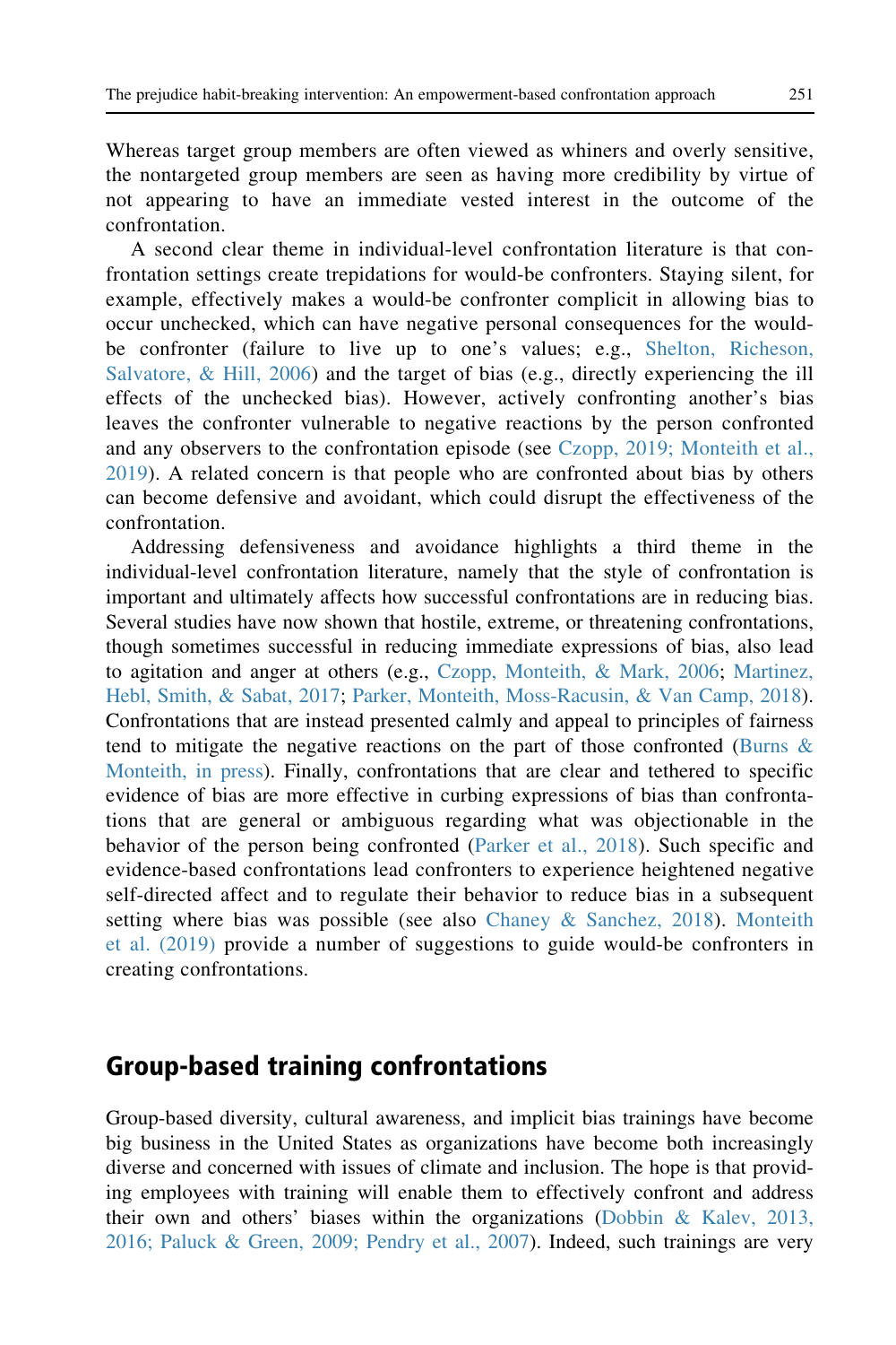Whereas target group members are often viewed as whiners and overly sensitive, the nontargeted group members are seen as having more credibility by virtue of not appearing to have an immediate vested interest in the outcome of the confrontation.

A second clear theme in individual-level confrontation literature is that confrontation settings create trepidations for would-be confronters. Staying silent, for example, effectively makes a would-be confronter complicit in allowing bias to occur unchecked, which can have negative personal consequences for the would-be confronter (failure to live up to one's values; e.g., Shelton, Richeson, Salvatore, & Hill, 2006) and the target of bias (e.g., directly experiencing the ill effects of the unchecked bias). However, actively confronting another's bias leaves the confronter vulnerable to negative reactions by the person confronted and any observers to the confrontation episode (see Czopp, 2019; Monteith et al., 2019). A related concern is that people who are confronted about bias by others can become defensive and avoidant, which could disrupt the effectiveness of the confrontation.

Addressing defensiveness and avoidance highlights a third theme in the individual-level confrontation literature, namely that the style of confrontation is important and ultimately affects how successful confrontations are in reducing bias. Several studies have now shown that hostile, extreme, or threatening confrontations, though sometimes successful in reducing immediate expressions of bias, also lead to agitation and anger at others (e.g., Czopp, Monteith, & Mark, 2006; Martinez, Hebl, Smith, & Sabat, 2017; Parker, Monteith, Moss-Racusin, & Van Camp, 2018). Confrontations that are instead presented calmly and appeal to principles of fairness tend to mitigate the negative reactions on the part of those confronted (Burns & Monteith, in press). Finally, confrontations that are clear and tethered to specific evidence of bias are more effective in curbing expressions of bias than confrontations that are general or ambiguous regarding what was objectionable in the behavior of the person being confronted (Parker et al., 2018). Such specific and evidence-based confrontations lead confronters to experience heightened negative self-directed affect and to regulate their behavior to reduce bias in a subsequent setting where bias was possible (see also Chaney & Sanchez, 2018). Monteith et al. (2019) provide a number of suggestions to guide would-be confronters in creating confrontations.

## Group-based training confrontations

Group-based diversity, cultural awareness, and implicit bias trainings have become big business in the United States as organizations have become both increasingly diverse and concerned with issues of climate and inclusion. The hope is that providing employees with training will enable them to effectively confront and address their own and others' biases within the organizations (Dobbin & Kalev, 2013, 2016; Paluck & Green, 2009; Pendry et al., 2007). Indeed, such trainings are very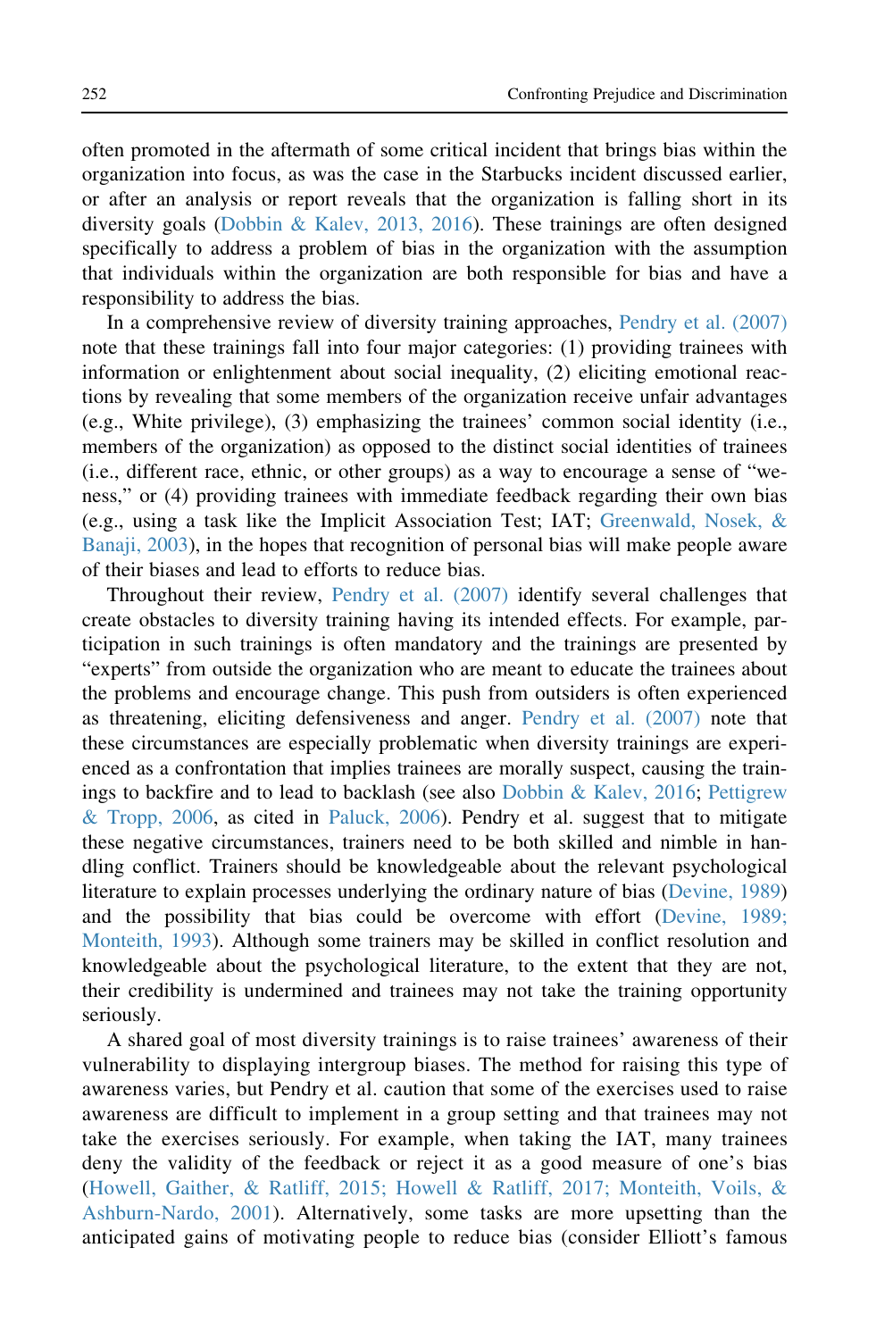often promoted in the aftermath of some critical incident that brings bias within the organization into focus, as was the case in the Starbucks incident discussed earlier, or after an analysis or report reveals that the organization is falling short in its diversity goals (Dobbin & Kalev, 2013, 2016). These trainings are often designed specifically to address a problem of bias in the organization with the assumption that individuals within the organization are both responsible for bias and have a responsibility to address the bias.

In a comprehensive review of diversity training approaches, Pendry et al. (2007) note that these trainings fall into four major categories: (1) providing trainees with information or enlightenment about social inequality, (2) eliciting emotional reactions by revealing that some members of the organization receive unfair advantages (e.g., White privilege), (3) emphasizing the trainees' common social identity (i.e., members of the organization) as opposed to the distinct social identities of trainees (i.e., different race, ethnic, or other groups) as a way to encourage a sense of "we-ness," or (4) providing trainees with immediate feedback regarding their own bias (e.g., using a task like the Implicit Association Test; IAT; Greenwald, Nosek, & Banaji, 2003), in the hopes that recognition of personal bias will make people aware of their biases and lead to efforts to reduce bias.

Throughout their review, Pendry et al. (2007) identify several challenges that create obstacles to diversity training having its intended effects. For example, participation in such trainings is often mandatory and the trainings are presented by "experts" from outside the organization who are meant to educate the trainees about the problems and encourage change. This push from outsiders is often experienced as threatening, eliciting defensiveness and anger. Pendry et al. (2007) note that these circumstances are especially problematic when diversity trainings are experienced as a confrontation that implies trainees are morally suspect, causing the trainings to backfire and to lead to backlash (see also Dobbin & Kalev, 2016; Pettigrew & Tropp, 2006, as cited in Paluck, 2006). Pendry et al. suggest that to mitigate these negative circumstances, trainers need to be both skilled and nimble in handling conflict. Trainers should be knowledgeable about the relevant psychological literature to explain processes underlying the ordinary nature of bias (Devine, 1989) and the possibility that bias could be overcome with effort (Devine, 1989; Monteith, 1993). Although some trainers may be skilled in conflict resolution and knowledgeable about the psychological literature, to the extent that they are not, their credibility is undermined and trainees may not take the training opportunity seriously.

A shared goal of most diversity trainings is to raise trainees' awareness of their vulnerability to displaying intergroup biases. The method for raising this type of awareness varies, but Pendry et al. caution that some of the exercises used to raise awareness are difficult to implement in a group setting and that trainees may not take the exercises seriously. For example, when taking the IAT, many trainees deny the validity of the feedback or reject it as a good measure of one's bias (Howell, Gaither, & Ratliff, 2015; Howell & Ratliff, 2017; Monteith, Voils, & Ashburn-Nardo, 2001). Alternatively, some tasks are more upsetting than the anticipated gains of motivating people to reduce bias (consider Elliott's famous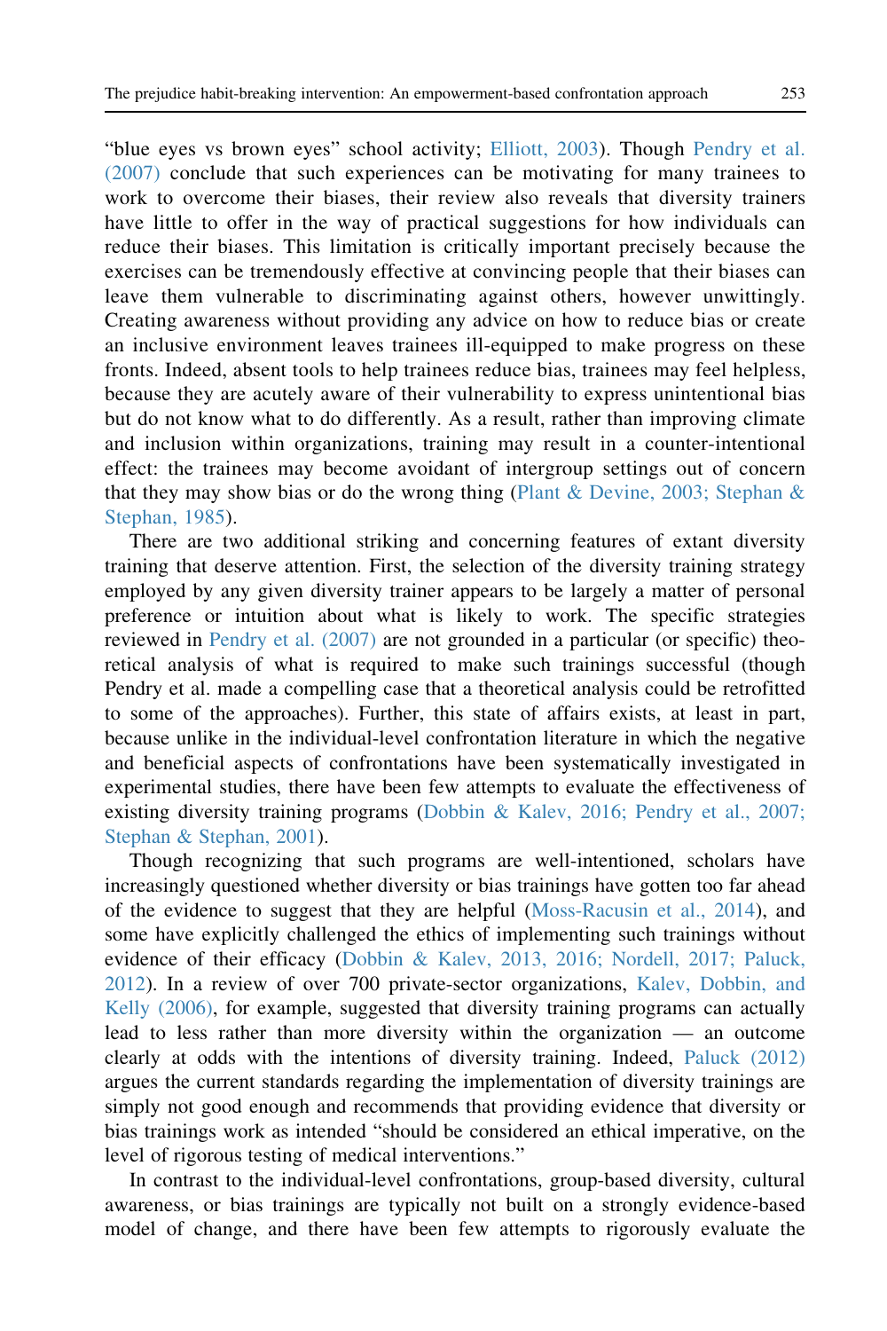"blue eyes vs brown eyes" school activity; Elliott, 2003). Though Pendry et al. (2007) conclude that such experiences can be motivating for many trainees to work to overcome their biases, their review also reveals that diversity trainers have little to offer in the way of practical suggestions for how individuals can reduce their biases. This limitation is critically important precisely because the exercises can be tremendously effective at convincing people that their biases can leave them vulnerable to discriminating against others, however unwittingly. Creating awareness without providing any advice on how to reduce bias or create an inclusive environment leaves trainees ill-equipped to make progress on these fronts. Indeed, absent tools to help trainees reduce bias, trainees may feel helpless, because they are acutely aware of their vulnerability to express unintentional bias but do not know what to do differently. As a result, rather than improving climate and inclusion within organizations, training may result in a counter-intentional effect: the trainees may become avoidant of intergroup settings out of concern that they may show bias or do the wrong thing (Plant & Devine, 2003; Stephan & Stephan, 1985).

There are two additional striking and concerning features of extant diversity training that deserve attention. First, the selection of the diversity training strategy employed by any given diversity trainer appears to be largely a matter of personal preference or intuition about what is likely to work. The specific strategies reviewed in Pendry et al. (2007) are not grounded in a particular (or specific) theoretical analysis of what is required to make such trainings successful (though Pendry et al. made a compelling case that a theoretical analysis could be retrofitted to some of the approaches). Further, this state of affairs exists, at least in part, because unlike in the individual-level confrontation literature in which the negative and beneficial aspects of confrontations have been systematically investigated in experimental studies, there have been few attempts to evaluate the effectiveness of existing diversity training programs (Dobbin & Kalev, 2016; Pendry et al., 2007; Stephan & Stephan, 2001).

Though recognizing that such programs are well-intentioned, scholars have increasingly questioned whether diversity or bias trainings have gotten too far ahead of the evidence to suggest that they are helpful (Moss-Racusin et al., 2014), and some have explicitly challenged the ethics of implementing such trainings without evidence of their efficacy (Dobbin & Kalev, 2013, 2016; Nordell, 2017; Paluck, 2012). In a review of over 700 private-sector organizations, Kalev, Dobbin, and Kelly (2006), for example, suggested that diversity training programs can actually lead to less rather than more diversity within the organization — an outcome clearly at odds with the intentions of diversity training. Indeed, Paluck (2012) argues the current standards regarding the implementation of diversity trainings are simply not good enough and recommends that providing evidence that diversity or bias trainings work as intended "should be considered an ethical imperative, on the level of rigorous testing of medical interventions."

In contrast to the individual-level confrontations, group-based diversity, cultural awareness, or bias trainings are typically not built on a strongly evidence-based model of change, and there have been few attempts to rigorously evaluate the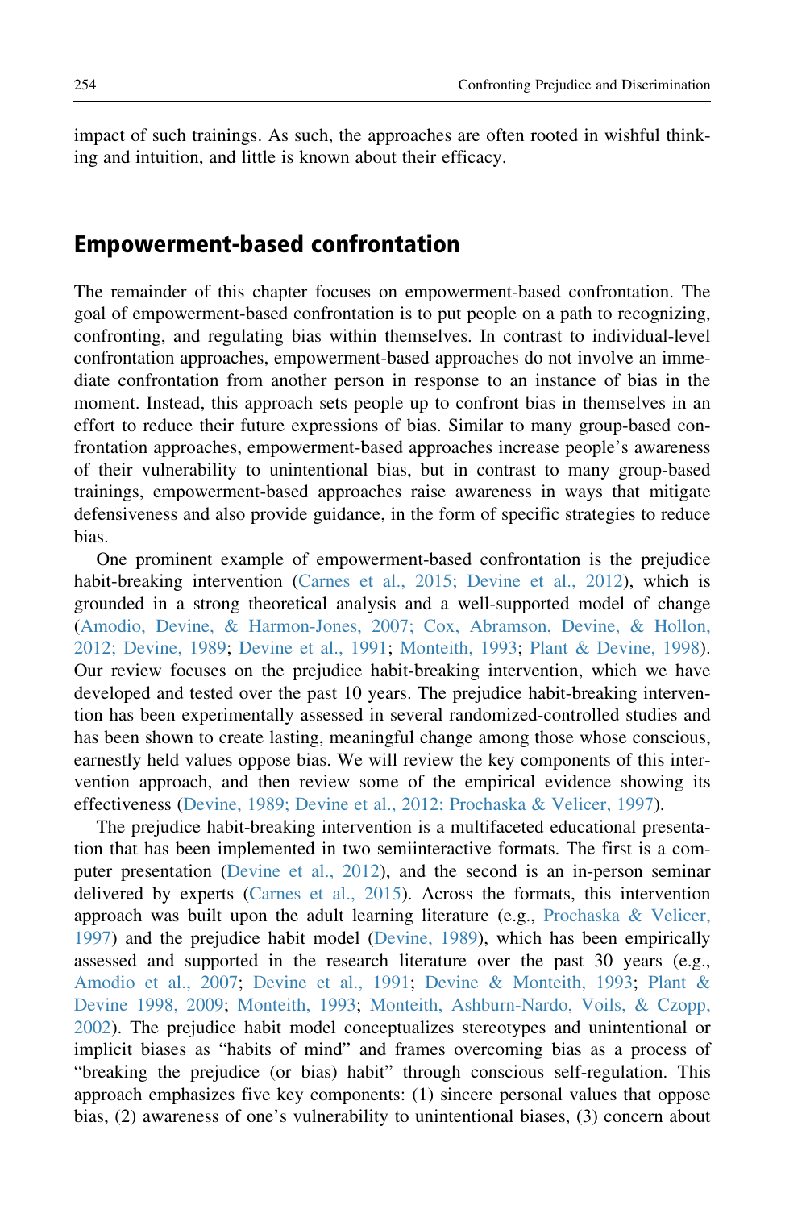impact of such trainings. As such, the approaches are often rooted in wishful thinking and intuition, and little is known about their efficacy.

## Empowerment-based confrontation

The remainder of this chapter focuses on empowerment-based confrontation. The goal of empowerment-based confrontation is to put people on a path to recognizing, confronting, and regulating bias within themselves. In contrast to individual-level confrontation approaches, empowerment-based approaches do not involve an immediate confrontation from another person in response to an instance of bias in the moment. Instead, this approach sets people up to confront bias in themselves in an effort to reduce their future expressions of bias. Similar to many group-based confrontation approaches, empowerment-based approaches increase people's awareness of their vulnerability to unintentional bias, but in contrast to many group-based trainings, empowerment-based approaches raise awareness in ways that mitigate defensiveness and also provide guidance, in the form of specific strategies to reduce bias.

One prominent example of empowerment-based confrontation is the prejudice habit-breaking intervention (Carnes et al., 2015; Devine et al., 2012), which is grounded in a strong theoretical analysis and a well-supported model of change (Amodio, Devine, & Harmon-Jones, 2007; Cox, Abramson, Devine, & Hollon, 2012; Devine, 1989; Devine et al., 1991; Monteith, 1993; Plant & Devine, 1998). Our review focuses on the prejudice habit-breaking intervention, which we have developed and tested over the past 10 years. The prejudice habit-breaking intervention has been experimentally assessed in several randomized-controlled studies and has been shown to create lasting, meaningful change among those whose conscious, earnestly held values oppose bias. We will review the key components of this intervention approach, and then review some of the empirical evidence showing its effectiveness (Devine, 1989; Devine et al., 2012; Prochaska & Velicer, 1997).

The prejudice habit-breaking intervention is a multifaceted educational presentation that has been implemented in two semiinteractive formats. The first is a computer presentation (Devine et al., 2012), and the second is an in-person seminar delivered by experts (Carnes et al., 2015). Across the formats, this intervention approach was built upon the adult learning literature (e.g., Prochaska & Velicer, 1997) and the prejudice habit model (Devine, 1989), which has been empirically assessed and supported in the research literature over the past 30 years (e.g., Amodio et al., 2007; Devine et al., 1991; Devine & Monteith, 1993; Plant & Devine 1998, 2009; Monteith, 1993; Monteith, Ashburn-Nardo, Voils, & Czopp, 2002). The prejudice habit model conceptualizes stereotypes and unintentional or implicit biases as "habits of mind" and frames overcoming bias as a process of "breaking the prejudice (or bias) habit" through conscious self-regulation. This approach emphasizes five key components: (1) sincere personal values that oppose bias, (2) awareness of one's vulnerability to unintentional biases, (3) concern about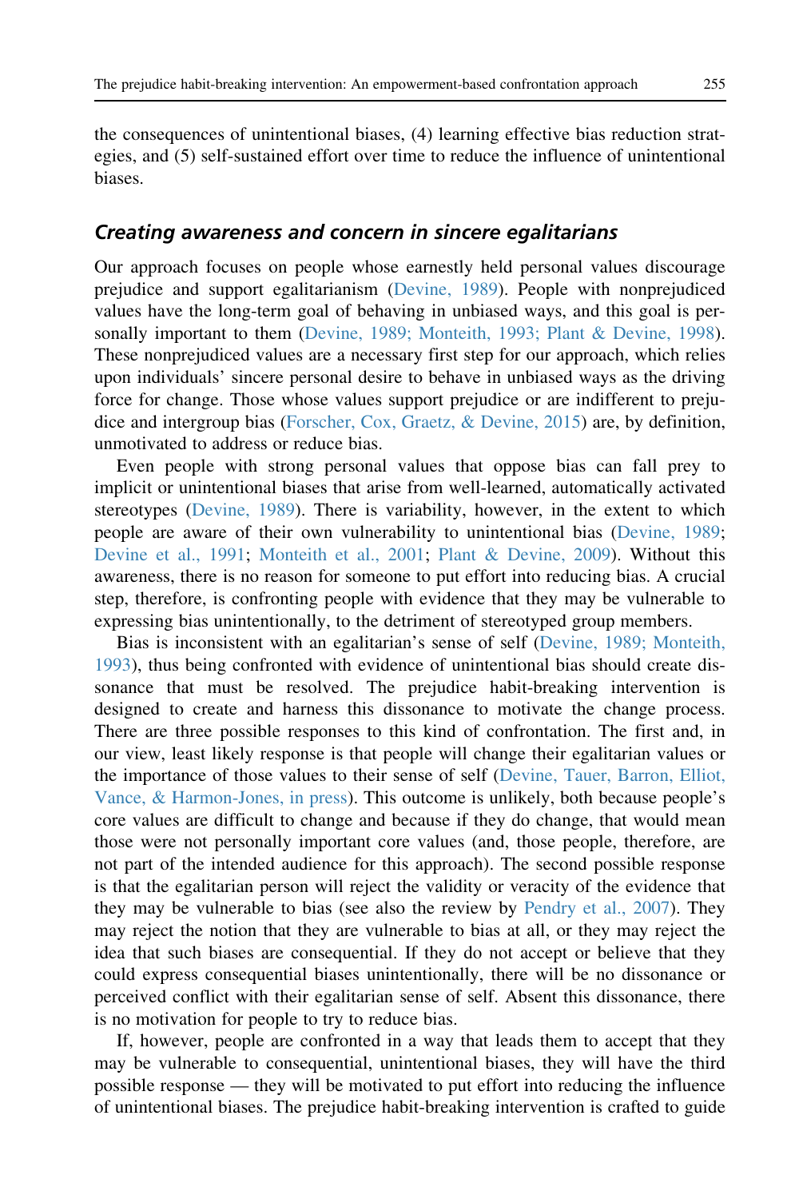the consequences of unintentional biases, (4) learning effective bias reduction strategies, and (5) self-sustained effort over time to reduce the influence of unintentional biases.

## *Creating awareness and concern in sincere egalitarians*

Our approach focuses on people whose earnestly held personal values discourage prejudice and support egalitarianism (Devine, 1989). People with nonprejudiced values have the long-term goal of behaving in unbiased ways, and this goal is personally important to them (Devine, 1989; Monteith, 1993; Plant & Devine, 1998). These nonprejudiced values are a necessary first step for our approach, which relies upon individuals' sincere personal desire to behave in unbiased ways as the driving force for change. Those whose values support prejudice or are indifferent to prejudice and intergroup bias (Forscher, Cox, Graetz, & Devine, 2015) are, by definition, unmotivated to address or reduce bias.

Even people with strong personal values that oppose bias can fall prey to implicit or unintentional biases that arise from well-learned, automatically activated stereotypes (Devine, 1989). There is variability, however, in the extent to which people are aware of their own vulnerability to unintentional bias (Devine, 1989; Devine et al., 1991; Monteith et al., 2001; Plant & Devine, 2009). Without this awareness, there is no reason for someone to put effort into reducing bias. A crucial step, therefore, is confronting people with evidence that they may be vulnerable to expressing bias unintentionally, to the detriment of stereotyped group members.

Bias is inconsistent with an egalitarian's sense of self (Devine, 1989; Monteith, 1993), thus being confronted with evidence of unintentional bias should create dissonance that must be resolved. The prejudice habit-breaking intervention is designed to create and harness this dissonance to motivate the change process. There are three possible responses to this kind of confrontation. The first and, in our view, least likely response is that people will change their egalitarian values or the importance of those values to their sense of self (Devine, Tauer, Barron, Elliot, Vance, & Harmon-Jones, in press). This outcome is unlikely, both because people's core values are difficult to change and because if they do change, that would mean those were not personally important core values (and, those people, therefore, are not part of the intended audience for this approach). The second possible response is that the egalitarian person will reject the validity or veracity of the evidence that they may be vulnerable to bias (see also the review by Pendry et al., 2007). They may reject the notion that they are vulnerable to bias at all, or they may reject the idea that such biases are consequential. If they do not accept or believe that they could express consequential biases unintentionally, there will be no dissonance or perceived conflict with their egalitarian sense of self. Absent this dissonance, there is no motivation for people to try to reduce bias.

If, however, people are confronted in a way that leads them to accept that they may be vulnerable to consequential, unintentional biases, they will have the third possible response — they will be motivated to put effort into reducing the influence of unintentional biases. The prejudice habit-breaking intervention is crafted to guide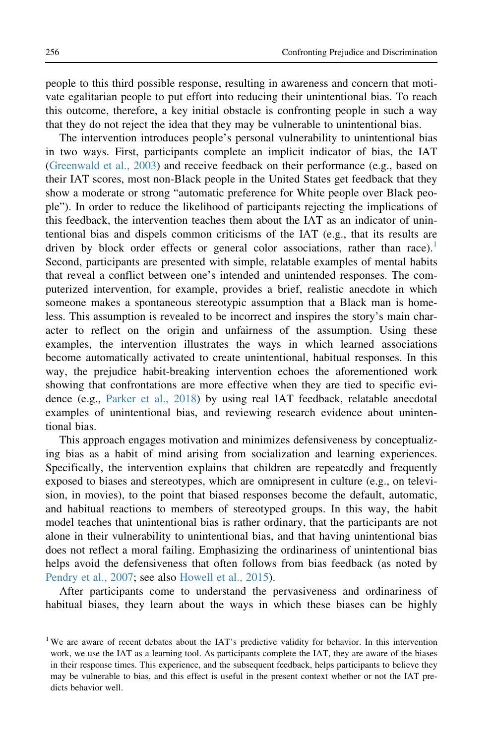people to this third possible response, resulting in awareness and concern that motivate egalitarian people to put effort into reducing their unintentional bias. To reach this outcome, therefore, a key initial obstacle is confronting people in such a way that they do not reject the idea that they may be vulnerable to unintentional bias.

The intervention introduces people's personal vulnerability to unintentional bias in two ways. First, participants complete an implicit indicator of bias, the IAT (Greenwald et al., 2003) and receive feedback on their performance (e.g., based on their IAT scores, most non-Black people in the United States get feedback that they show a moderate or strong "automatic preference for White people over Black people"). In order to reduce the likelihood of participants rejecting the implications of this feedback, the intervention teaches them about the IAT as an indicator of unintentional bias and dispels common criticisms of the IAT (e.g., that its results are driven by block order effects or general color associations, rather than race).[1] Second, participants are presented with simple, relatable examples of mental habits that reveal a conflict between one's intended and unintended responses. The computerized intervention, for example, provides a brief, realistic anecdote in which someone makes a spontaneous stereotypic assumption that a Black man is homeless. This assumption is revealed to be incorrect and inspires the story's main character to reflect on the origin and unfairness of the assumption. Using these examples, the intervention illustrates the ways in which learned associations become automatically activated to create unintentional, habitual responses. In this way, the prejudice habit-breaking intervention echoes the aforementioned work showing that confrontations are more effective when they are tied to specific evidence (e.g., Parker et al., 2018) by using real IAT feedback, relatable anecdotal examples of unintentional bias, and reviewing research evidence about unintentional bias.

This approach engages motivation and minimizes defensiveness by conceptualizing bias as a habit of mind arising from socialization and learning experiences. Specifically, the intervention explains that children are repeatedly and frequently exposed to biases and stereotypes, which are omnipresent in culture (e.g., on television, in movies), to the point that biased responses become the default, automatic, and habitual reactions to members of stereotyped groups. In this way, the habit model teaches that unintentional bias is rather ordinary, that the participants are not alone in their vulnerability to unintentional bias, and that having unintentional bias does not reflect a moral failing. Emphasizing the ordinariness of unintentional bias helps avoid the defensiveness that often follows from bias feedback (as noted by Pendry et al., 2007; see also Howell et al., 2015).

After participants come to understand the pervasiveness and ordinariness of habitual biases, they learn about the ways in which these biases can be highly

[1] We are aware of recent debates about the IAT's predictive validity for behavior. In this intervention work, we use the IAT as a learning tool. As participants complete the IAT, they are aware of the biases in their response times. This experience, and the subsequent feedback, helps participants to believe they may be vulnerable to bias, and this effect is useful in the present context whether or not the IAT predicts behavior well.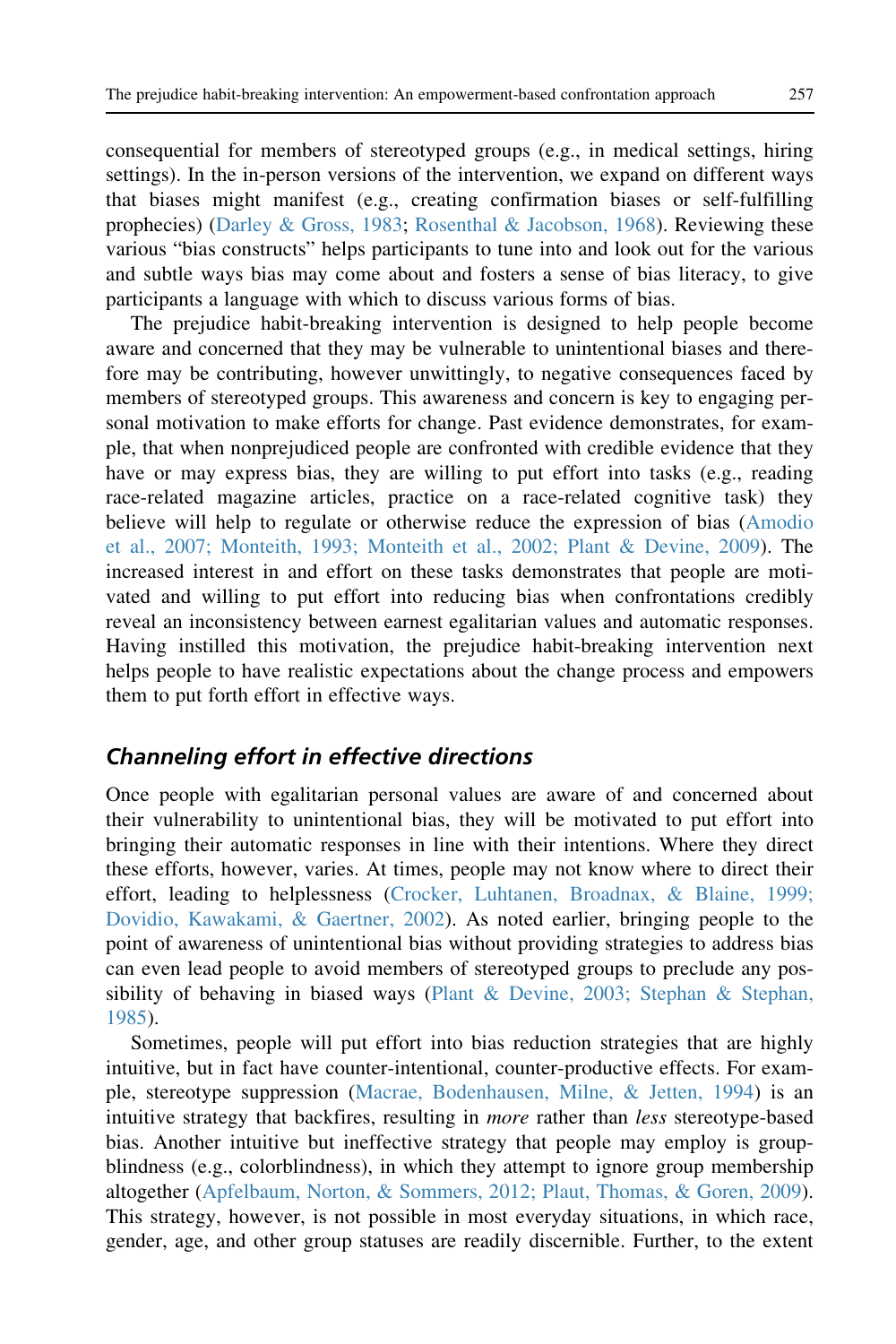consequential for members of stereotyped groups (e.g., in medical settings, hiring settings). In the in-person versions of the intervention, we expand on different ways that biases might manifest (e.g., creating confirmation biases or self-fulfilling prophecies) (Darley & Gross, 1983; Rosenthal & Jacobson, 1968). Reviewing these various "bias constructs" helps participants to tune into and look out for the various and subtle ways bias may come about and fosters a sense of bias literacy, to give participants a language with which to discuss various forms of bias.

The prejudice habit-breaking intervention is designed to help people become aware and concerned that they may be vulnerable to unintentional biases and therefore may be contributing, however unwittingly, to negative consequences faced by members of stereotyped groups. This awareness and concern is key to engaging personal motivation to make efforts for change. Past evidence demonstrates, for example, that when nonprejudiced people are confronted with credible evidence that they have or may express bias, they are willing to put effort into tasks (e.g., reading race-related magazine articles, practice on a race-related cognitive task) they believe will help to regulate or otherwise reduce the expression of bias (Amodio et al., 2007; Monteith, 1993; Monteith et al., 2002; Plant & Devine, 2009). The increased interest in and effort on these tasks demonstrates that people are motivated and willing to put effort into reducing bias when confrontations credibly reveal an inconsistency between earnest egalitarian values and automatic responses. Having instilled this motivation, the prejudice habit-breaking intervention next helps people to have realistic expectations about the change process and empowers them to put forth effort in effective ways.

## Channeling effort in effective directions

Once people with egalitarian personal values are aware of and concerned about their vulnerability to unintentional bias, they will be motivated to put effort into bringing their automatic responses in line with their intentions. Where they direct these efforts, however, varies. At times, people may not know where to direct their effort, leading to helplessness (Crocker, Luhtanen, Broadnax, & Blaine, 1999; Dovidio, Kawakami, & Gaertner, 2002). As noted earlier, bringing people to the point of awareness of unintentional bias without providing strategies to address bias can even lead people to avoid members of stereotyped groups to preclude any possibility of behaving in biased ways (Plant & Devine, 2003; Stephan & Stephan, 1985).

Sometimes, people will put effort into bias reduction strategies that are highly intuitive, but in fact have counter-intentional, counter-productive effects. For example, stereotype suppression (Macrae, Bodenhausen, Milne, & Jetten, 1994) is an intuitive strategy that backfires, resulting in *more* rather than *less* stereotype-based bias. Another intuitive but ineffective strategy that people may employ is group-blindness (e.g., colorblindness), in which they attempt to ignore group membership altogether (Apfelbaum, Norton, & Sommers, 2012; Plaut, Thomas, & Goren, 2009). This strategy, however, is not possible in most everyday situations, in which race, gender, age, and other group statuses are readily discernible. Further, to the extent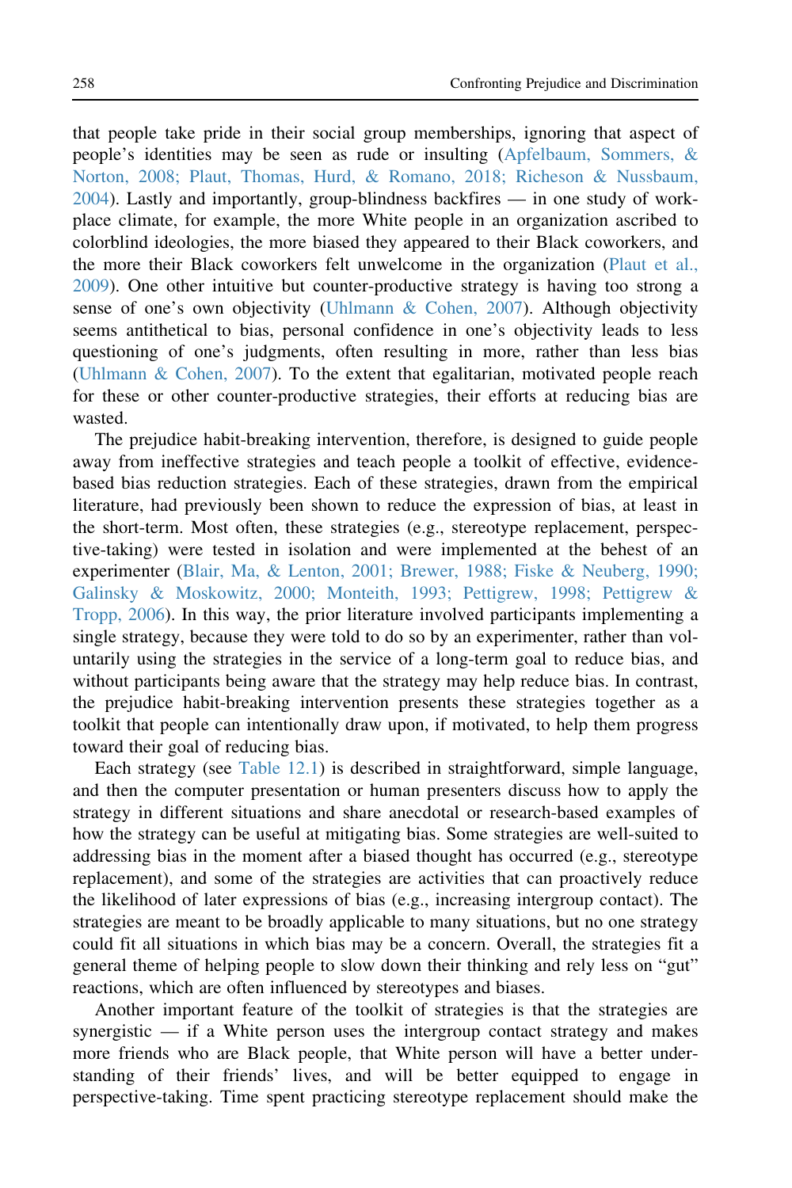that people take pride in their social group memberships, ignoring that aspect of people's identities may be seen as rude or insulting (Apfelbaum, Sommers, & Norton, 2008; Plaut, Thomas, Hurd, & Romano, 2018; Richeson & Nussbaum, 2004). Lastly and importantly, group-blindness backfires — in one study of workplace climate, for example, the more White people in an organization ascribed to colorblind ideologies, the more biased they appeared to their Black coworkers, and the more their Black coworkers felt unwelcome in the organization (Plaut et al., 2009). One other intuitive but counter-productive strategy is having too strong a sense of one's own objectivity (Uhlmann & Cohen, 2007). Although objectivity seems antithetical to bias, personal confidence in one's objectivity leads to less questioning of one's judgments, often resulting in more, rather than less bias (Uhlmann & Cohen, 2007). To the extent that egalitarian, motivated people reach for these or other counter-productive strategies, their efforts at reducing bias are wasted.

The prejudice habit-breaking intervention, therefore, is designed to guide people away from ineffective strategies and teach people a toolkit of effective, evidence-based bias reduction strategies. Each of these strategies, drawn from the empirical literature, had previously been shown to reduce the expression of bias, at least in the short-term. Most often, these strategies (e.g., stereotype replacement, perspective-taking) were tested in isolation and were implemented at the behest of an experimenter (Blair, Ma, & Lenton, 2001; Brewer, 1988; Fiske & Neuberg, 1990; Galinsky & Moskowitz, 2000; Monteith, 1993; Pettigrew, 1998; Pettigrew & Tropp, 2006). In this way, the prior literature involved participants implementing a single strategy, because they were told to do so by an experimenter, rather than voluntarily using the strategies in the service of a long-term goal to reduce bias, and without participants being aware that the strategy may help reduce bias. In contrast, the prejudice habit-breaking intervention presents these strategies together as a toolkit that people can intentionally draw upon, if motivated, to help them progress toward their goal of reducing bias.

Each strategy (see Table 12.1) is described in straightforward, simple language, and then the computer presentation or human presenters discuss how to apply the strategy in different situations and share anecdotal or research-based examples of how the strategy can be useful at mitigating bias. Some strategies are well-suited to addressing bias in the moment after a biased thought has occurred (e.g., stereotype replacement), and some of the strategies are activities that can proactively reduce the likelihood of later expressions of bias (e.g., increasing intergroup contact). The strategies are meant to be broadly applicable to many situations, but no one strategy could fit all situations in which bias may be a concern. Overall, the strategies fit a general theme of helping people to slow down their thinking and rely less on "gut" reactions, which are often influenced by stereotypes and biases.

Another important feature of the toolkit of strategies is that the strategies are synergistic — if a White person uses the intergroup contact strategy and makes more friends who are Black people, that White person will have a better understanding of their friends' lives, and will be better equipped to engage in perspective-taking. Time spent practicing stereotype replacement should make the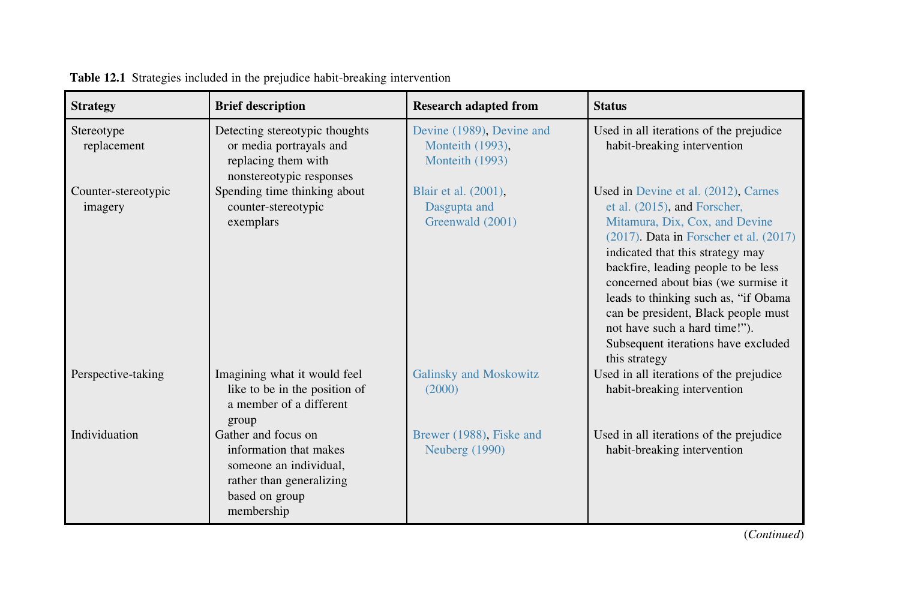**Table 12.1** Strategies included in the prejudice habit-breaking intervention

| Strategy | Brief description | Research adapted from | Status |
|---|---|---|---|
| Stereotype replacement | Detecting stereotypic thoughts or media portrayals and replacing them with nonstereotypic responses | Devine (1989), Devine and Monteith (1993), Monteith (1993) | Used in all iterations of the prejudice habit-breaking intervention |
| Counter-stereotypic imagery | Spending time thinking about counter-stereotypic exemplars | Blair et al. (2001), Dasgupta and Greenwald (2001) | Used in Devine et al. (2012), Carnes et al. (2015), and Forscher, Mitamura, Dix, Cox, and Devine (2017). Data in Forscher et al. (2017) indicated that this strategy may backfire, leading people to be less concerned about bias (we surmise it leads to thinking such as, "if Obama can be president, Black people must not have such a hard time!"). Subsequent iterations have excluded this strategy |
| Perspective-taking | Imagining what it would feel like to be in the position of a member of a different group | Galinsky and Moskowitz (2000) | Used in all iterations of the prejudice habit-breaking intervention |
| Individuation | Gather and focus on information that makes someone an individual, rather than generalizing based on group membership | Brewer (1988), Fiske and Neuberg (1990) | Used in all iterations of the prejudice habit-breaking intervention |

(*Continued*)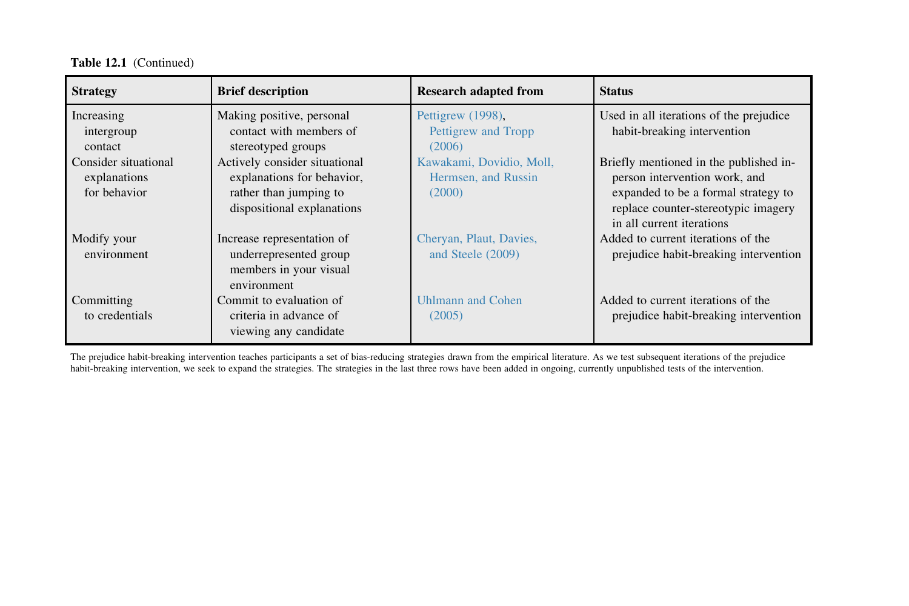**Table 12.1** (Continued)

| Strategy | Brief description | Research adapted from | Status |
|---|---|---|---|
| Increasing intergroup contact | Making positive, personal contact with members of stereotyped groups | Pettigrew (1998), Pettigrew and Tropp (2006) | Used in all iterations of the prejudice habit-breaking intervention |
| Consider situational explanations for behavior | Actively consider situational explanations for behavior, rather than jumping to dispositional explanations | Kawakami, Dovidio, Moll, Hermsen, and Russin (2000) | Briefly mentioned in the published in-person intervention work, and expanded to be a formal strategy to replace counter-stereotypic imagery in all current iterations |
| Modify your environment | Increase representation of underrepresented group members in your visual environment | Cheryan, Plaut, Davies, and Steele (2009) | Added to current iterations of the prejudice habit-breaking intervention |
| Committing to credentials | Commit to evaluation of criteria in advance of viewing any candidate | Uhlmann and Cohen (2005) | Added to current iterations of the prejudice habit-breaking intervention |

The prejudice habit-breaking intervention teaches participants a set of bias-reducing strategies drawn from the empirical literature. As we test subsequent iterations of the prejudice habit-breaking intervention, we seek to expand the strategies. The strategies in the last three rows have been added in ongoing, currently unpublished tests of the intervention.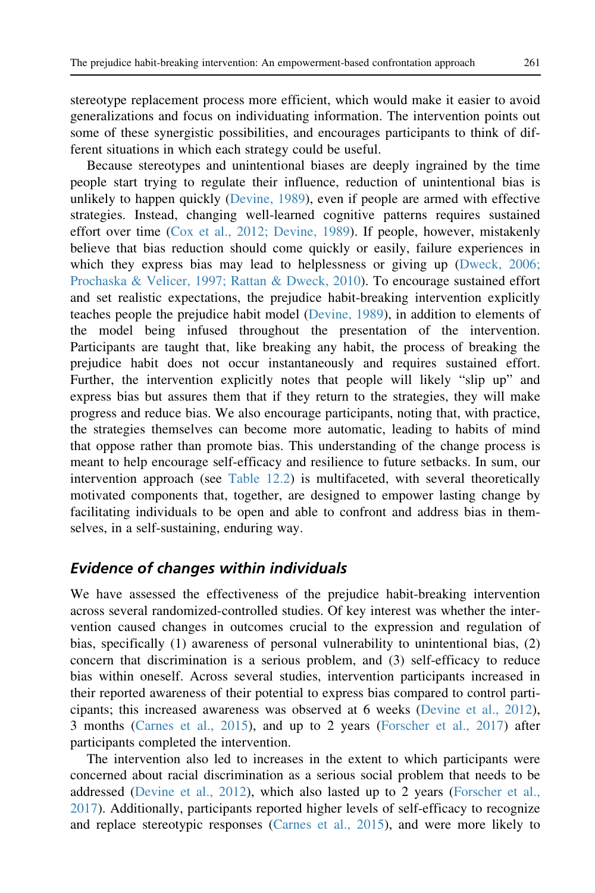stereotype replacement process more efficient, which would make it easier to avoid generalizations and focus on individuating information. The intervention points out some of these synergistic possibilities, and encourages participants to think of different situations in which each strategy could be useful.

Because stereotypes and unintentional biases are deeply ingrained by the time people start trying to regulate their influence, reduction of unintentional bias is unlikely to happen quickly (Devine, 1989), even if people are armed with effective strategies. Instead, changing well-learned cognitive patterns requires sustained effort over time (Cox et al., 2012; Devine, 1989). If people, however, mistakenly believe that bias reduction should come quickly or easily, failure experiences in which they express bias may lead to helplessness or giving up (Dweck, 2006; Prochaska & Velicer, 1997; Rattan & Dweck, 2010). To encourage sustained effort and set realistic expectations, the prejudice habit-breaking intervention explicitly teaches people the prejudice habit model (Devine, 1989), in addition to elements of the model being infused throughout the presentation of the intervention. Participants are taught that, like breaking any habit, the process of breaking the prejudice habit does not occur instantaneously and requires sustained effort. Further, the intervention explicitly notes that people will likely "slip up" and express bias but assures them that if they return to the strategies, they will make progress and reduce bias. We also encourage participants, noting that, with practice, the strategies themselves can become more automatic, leading to habits of mind that oppose rather than promote bias. This understanding of the change process is meant to help encourage self-efficacy and resilience to future setbacks. In sum, our intervention approach (see Table 12.2) is multifaceted, with several theoretically motivated components that, together, are designed to empower lasting change by facilitating individuals to be open and able to confront and address bias in themselves, in a self-sustaining, enduring way.

### *Evidence of changes within individuals*

We have assessed the effectiveness of the prejudice habit-breaking intervention across several randomized-controlled studies. Of key interest was whether the intervention caused changes in outcomes crucial to the expression and regulation of bias, specifically (1) awareness of personal vulnerability to unintentional bias, (2) concern that discrimination is a serious problem, and (3) self-efficacy to reduce bias within oneself. Across several studies, intervention participants increased in their reported awareness of their potential to express bias compared to control participants; this increased awareness was observed at 6 weeks (Devine et al., 2012), 3 months (Carnes et al., 2015), and up to 2 years (Forscher et al., 2017) after participants completed the intervention.

The intervention also led to increases in the extent to which participants were concerned about racial discrimination as a serious social problem that needs to be addressed (Devine et al., 2012), which also lasted up to 2 years (Forscher et al., 2017). Additionally, participants reported higher levels of self-efficacy to recognize and replace stereotypic responses (Carnes et al., 2015), and were more likely to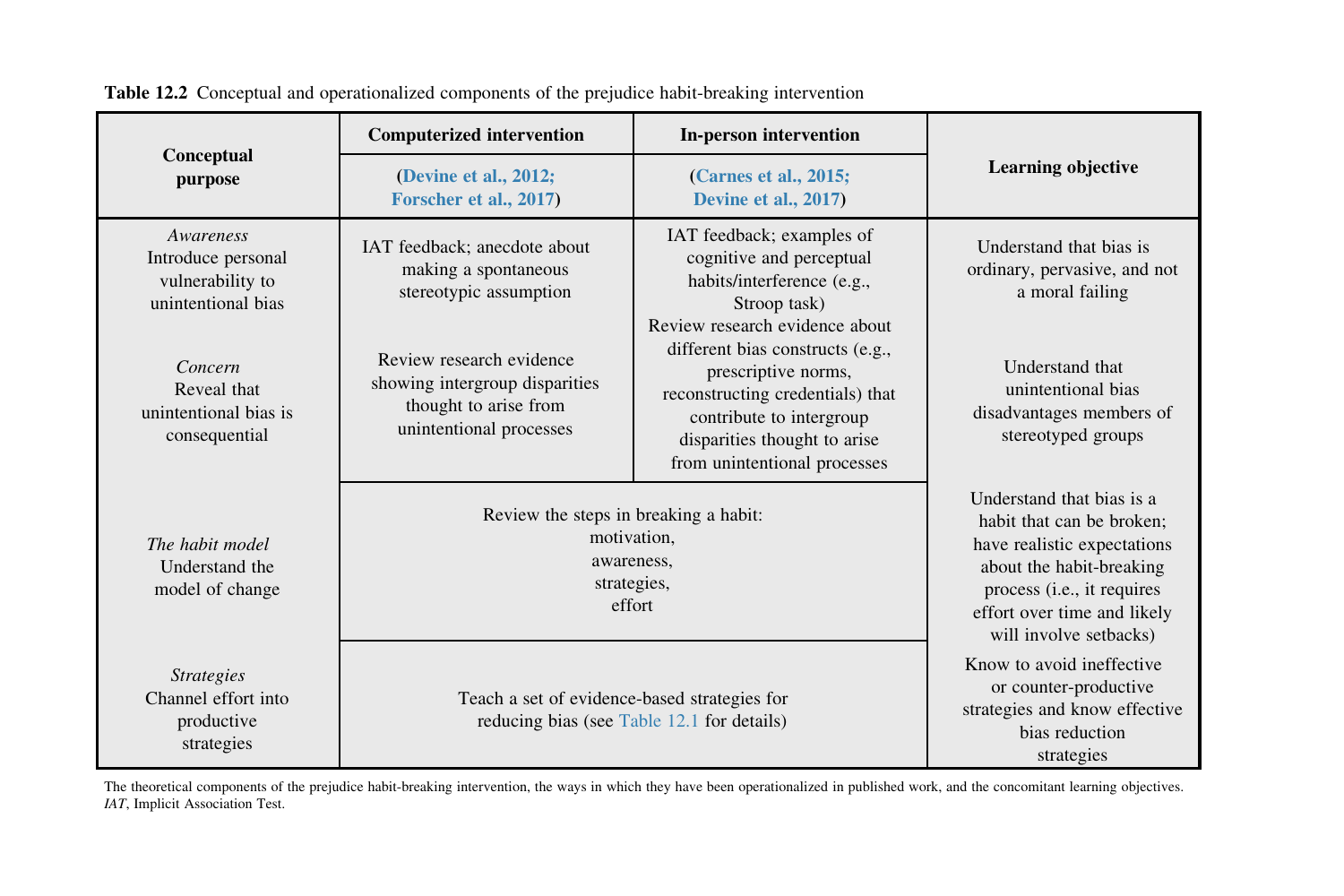**Table 12.2** Conceptual and operationalized components of the prejudice habit-breaking intervention

| Conceptual purpose | Computerized intervention (Devine et al., 2012; Forscher et al., 2017) | In-person intervention (Carnes et al., 2015; Devine et al., 2017) | Learning objective |
|---|---|---|---|
| *Awareness* Introduce personal vulnerability to unintentional bias | IAT feedback; anecdote about making a spontaneous stereotypic assumption | IAT feedback; examples of cognitive and perceptual habits/interference (e.g., Stroop task) | Understand that bias is ordinary, pervasive, and not a moral failing |
| *Concern* Reveal that unintentional bias is consequential | Review research evidence showing intergroup disparities thought to arise from unintentional processes | Review research evidence about different bias constructs (e.g., prescriptive norms, reconstructing credentials) that contribute to intergroup disparities thought to arise from unintentional processes | Understand that unintentional bias disadvantages members of stereotyped groups |
| *The habit model* Understand the model of change | Review the steps in breaking a habit: motivation, awareness, strategies, effort | | Understand that bias is a habit that can be broken; have realistic expectations about the habit-breaking process (i.e., it requires effort over time and likely will involve setbacks) |
| *Strategies* Channel effort into productive strategies | Teach a set of evidence-based strategies for reducing bias (see Table 12.1 for details) | | Know to avoid ineffective or counter-productive strategies and know effective bias reduction strategies |

The theoretical components of the prejudice habit-breaking intervention, the ways in which they have been operationalized in published work, and the concomitant learning objectives. *IAT*, Implicit Association Test.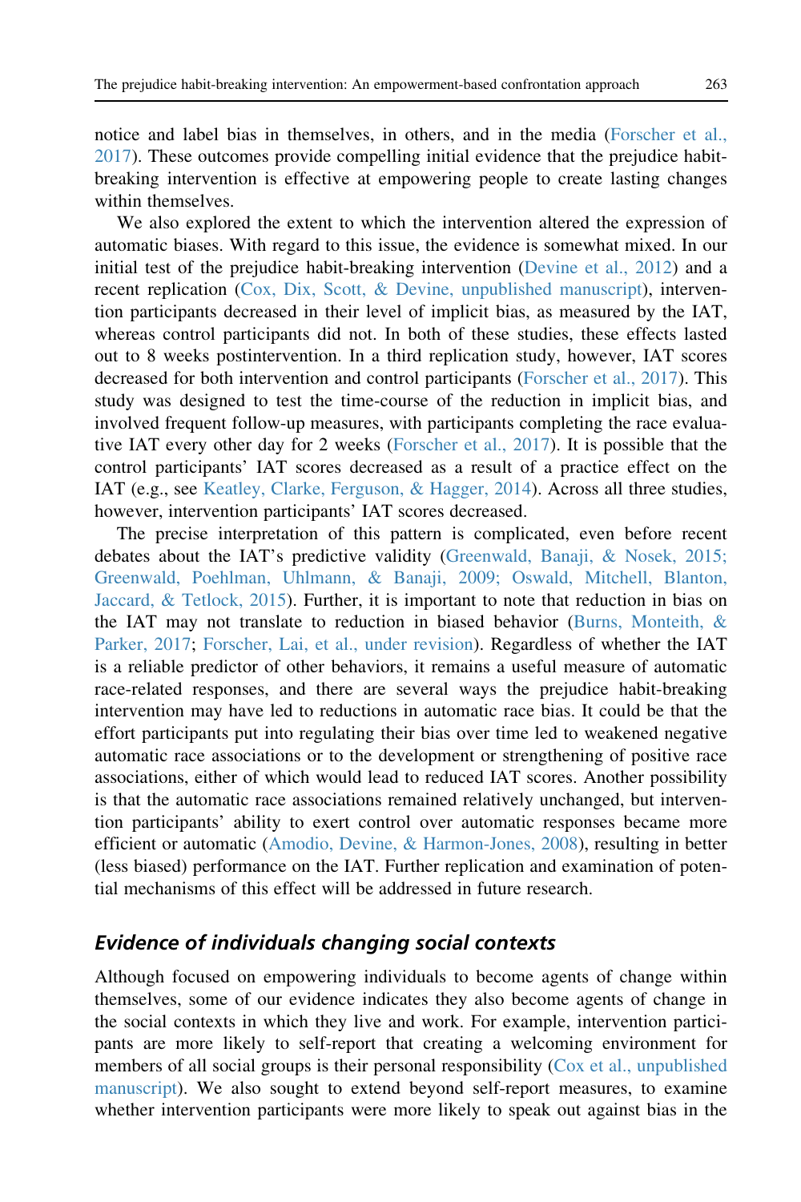notice and label bias in themselves, in others, and in the media (Forscher et al., 2017). These outcomes provide compelling initial evidence that the prejudice habit-breaking intervention is effective at empowering people to create lasting changes within themselves.

We also explored the extent to which the intervention altered the expression of automatic biases. With regard to this issue, the evidence is somewhat mixed. In our initial test of the prejudice habit-breaking intervention (Devine et al., 2012) and a recent replication (Cox, Dix, Scott, & Devine, unpublished manuscript), intervention participants decreased in their level of implicit bias, as measured by the IAT, whereas control participants did not. In both of these studies, these effects lasted out to 8 weeks postintervention. In a third replication study, however, IAT scores decreased for both intervention and control participants (Forscher et al., 2017). This study was designed to test the time-course of the reduction in implicit bias, and involved frequent follow-up measures, with participants completing the race evaluative IAT every other day for 2 weeks (Forscher et al., 2017). It is possible that the control participants' IAT scores decreased as a result of a practice effect on the IAT (e.g., see Keatley, Clarke, Ferguson, & Hagger, 2014). Across all three studies, however, intervention participants' IAT scores decreased.

The precise interpretation of this pattern is complicated, even before recent debates about the IAT's predictive validity (Greenwald, Banaji, & Nosek, 2015; Greenwald, Poehlman, Uhlmann, & Banaji, 2009; Oswald, Mitchell, Blanton, Jaccard, & Tetlock, 2015). Further, it is important to note that reduction in bias on the IAT may not translate to reduction in biased behavior (Burns, Monteith, & Parker, 2017; Forscher, Lai, et al., under revision). Regardless of whether the IAT is a reliable predictor of other behaviors, it remains a useful measure of automatic race-related responses, and there are several ways the prejudice habit-breaking intervention may have led to reductions in automatic race bias. It could be that the effort participants put into regulating their bias over time led to weakened negative automatic race associations or to the development or strengthening of positive race associations, either of which would lead to reduced IAT scores. Another possibility is that the automatic race associations remained relatively unchanged, but intervention participants' ability to exert control over automatic responses became more efficient or automatic (Amodio, Devine, & Harmon-Jones, 2008), resulting in better (less biased) performance on the IAT. Further replication and examination of potential mechanisms of this effect will be addressed in future research.

### *Evidence of individuals changing social contexts*

Although focused on empowering individuals to become agents of change within themselves, some of our evidence indicates they also become agents of change in the social contexts in which they live and work. For example, intervention participants are more likely to self-report that creating a welcoming environment for members of all social groups is their personal responsibility (Cox et al., unpublished manuscript). We also sought to extend beyond self-report measures, to examine whether intervention participants were more likely to speak out against bias in the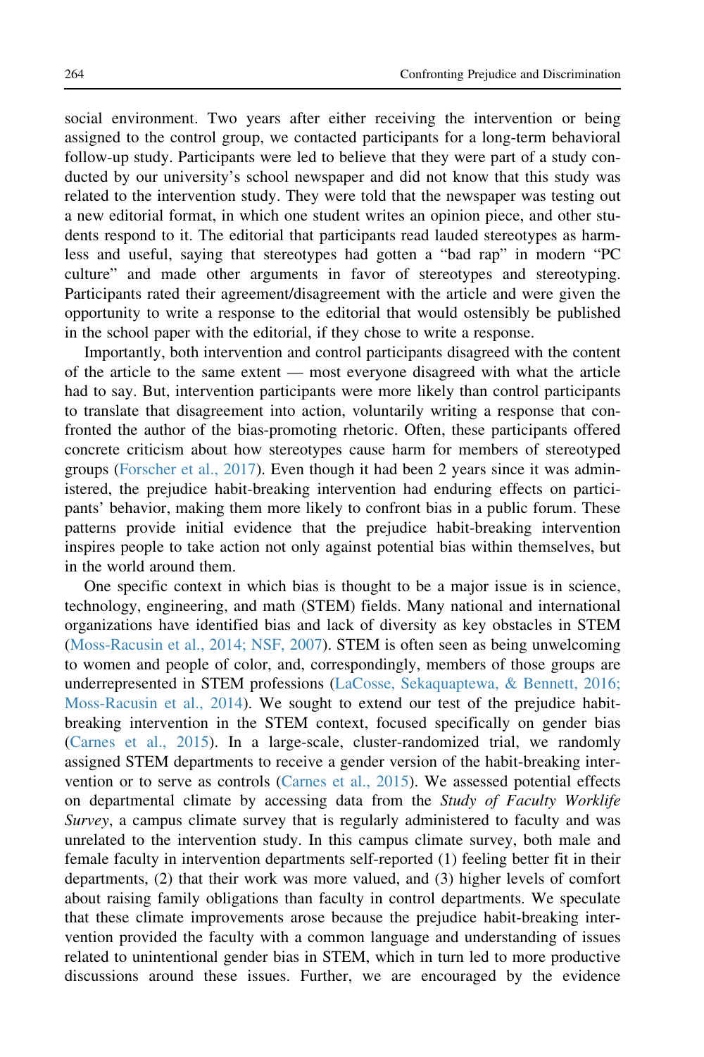social environment. Two years after either receiving the intervention or being assigned to the control group, we contacted participants for a long-term behavioral follow-up study. Participants were led to believe that they were part of a study conducted by our university's school newspaper and did not know that this study was related to the intervention study. They were told that the newspaper was testing out a new editorial format, in which one student writes an opinion piece, and other students respond to it. The editorial that participants read lauded stereotypes as harmless and useful, saying that stereotypes had gotten a "bad rap" in modern "PC culture" and made other arguments in favor of stereotypes and stereotyping. Participants rated their agreement/disagreement with the article and were given the opportunity to write a response to the editorial that would ostensibly be published in the school paper with the editorial, if they chose to write a response.

Importantly, both intervention and control participants disagreed with the content of the article to the same extent — most everyone disagreed with what the article had to say. But, intervention participants were more likely than control participants to translate that disagreement into action, voluntarily writing a response that confronted the author of the bias-promoting rhetoric. Often, these participants offered concrete criticism about how stereotypes cause harm for members of stereotyped groups (Forscher et al., 2017). Even though it had been 2 years since it was administered, the prejudice habit-breaking intervention had enduring effects on participants' behavior, making them more likely to confront bias in a public forum. These patterns provide initial evidence that the prejudice habit-breaking intervention inspires people to take action not only against potential bias within themselves, but in the world around them.

One specific context in which bias is thought to be a major issue is in science, technology, engineering, and math (STEM) fields. Many national and international organizations have identified bias and lack of diversity as key obstacles in STEM (Moss-Racusin et al., 2014; NSF, 2007). STEM is often seen as being unwelcoming to women and people of color, and, correspondingly, members of those groups are underrepresented in STEM professions (LaCosse, Sekaquaptewa, & Bennett, 2016; Moss-Racusin et al., 2014). We sought to extend our test of the prejudice habit-breaking intervention in the STEM context, focused specifically on gender bias (Carnes et al., 2015). In a large-scale, cluster-randomized trial, we randomly assigned STEM departments to receive a gender version of the habit-breaking intervention or to serve as controls (Carnes et al., 2015). We assessed potential effects on departmental climate by accessing data from the *Study of Faculty Worklife Survey*, a campus climate survey that is regularly administered to faculty and was unrelated to the intervention study. In this campus climate survey, both male and female faculty in intervention departments self-reported (1) feeling better fit in their departments, (2) that their work was more valued, and (3) higher levels of comfort about raising family obligations than faculty in control departments. We speculate that these climate improvements arose because the prejudice habit-breaking intervention provided the faculty with a common language and understanding of issues related to unintentional gender bias in STEM, which in turn led to more productive discussions around these issues. Further, we are encouraged by the evidence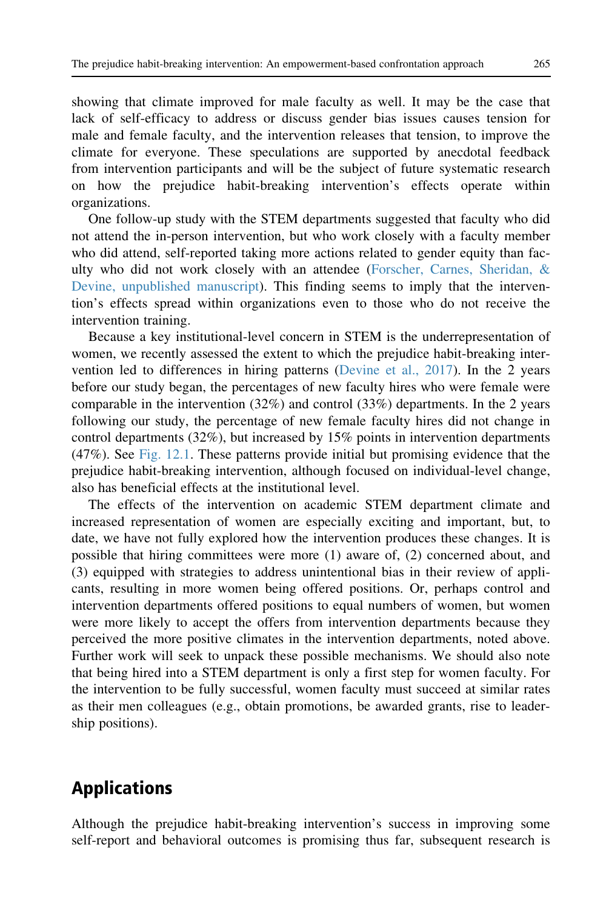showing that climate improved for male faculty as well. It may be the case that lack of self-efficacy to address or discuss gender bias issues causes tension for male and female faculty, and the intervention releases that tension, to improve the climate for everyone. These speculations are supported by anecdotal feedback from intervention participants and will be the subject of future systematic research on how the prejudice habit-breaking intervention's effects operate within organizations.

One follow-up study with the STEM departments suggested that faculty who did not attend the in-person intervention, but who work closely with a faculty member who did attend, self-reported taking more actions related to gender equity than faculty who did not work closely with an attendee (Forscher, Carnes, Sheridan, & Devine, unpublished manuscript). This finding seems to imply that the intervention's effects spread within organizations even to those who do not receive the intervention training.

Because a key institutional-level concern in STEM is the underrepresentation of women, we recently assessed the extent to which the prejudice habit-breaking intervention led to differences in hiring patterns (Devine et al., 2017). In the 2 years before our study began, the percentages of new faculty hires who were female were comparable in the intervention (32%) and control (33%) departments. In the 2 years following our study, the percentage of new female faculty hires did not change in control departments (32%), but increased by 15% points in intervention departments (47%). See Fig. 12.1. These patterns provide initial but promising evidence that the prejudice habit-breaking intervention, although focused on individual-level change, also has beneficial effects at the institutional level.

The effects of the intervention on academic STEM department climate and increased representation of women are especially exciting and important, but, to date, we have not fully explored how the intervention produces these changes. It is possible that hiring committees were more (1) aware of, (2) concerned about, and (3) equipped with strategies to address unintentional bias in their review of applicants, resulting in more women being offered positions. Or, perhaps control and intervention departments offered positions to equal numbers of women, but women were more likely to accept the offers from intervention departments because they perceived the more positive climates in the intervention departments, noted above. Further work will seek to unpack these possible mechanisms. We should also note that being hired into a STEM department is only a first step for women faculty. For the intervention to be fully successful, women faculty must succeed at similar rates as their men colleagues (e.g., obtain promotions, be awarded grants, rise to leadership positions).

## Applications

Although the prejudice habit-breaking intervention's success in improving some self-report and behavioral outcomes is promising thus far, subsequent research is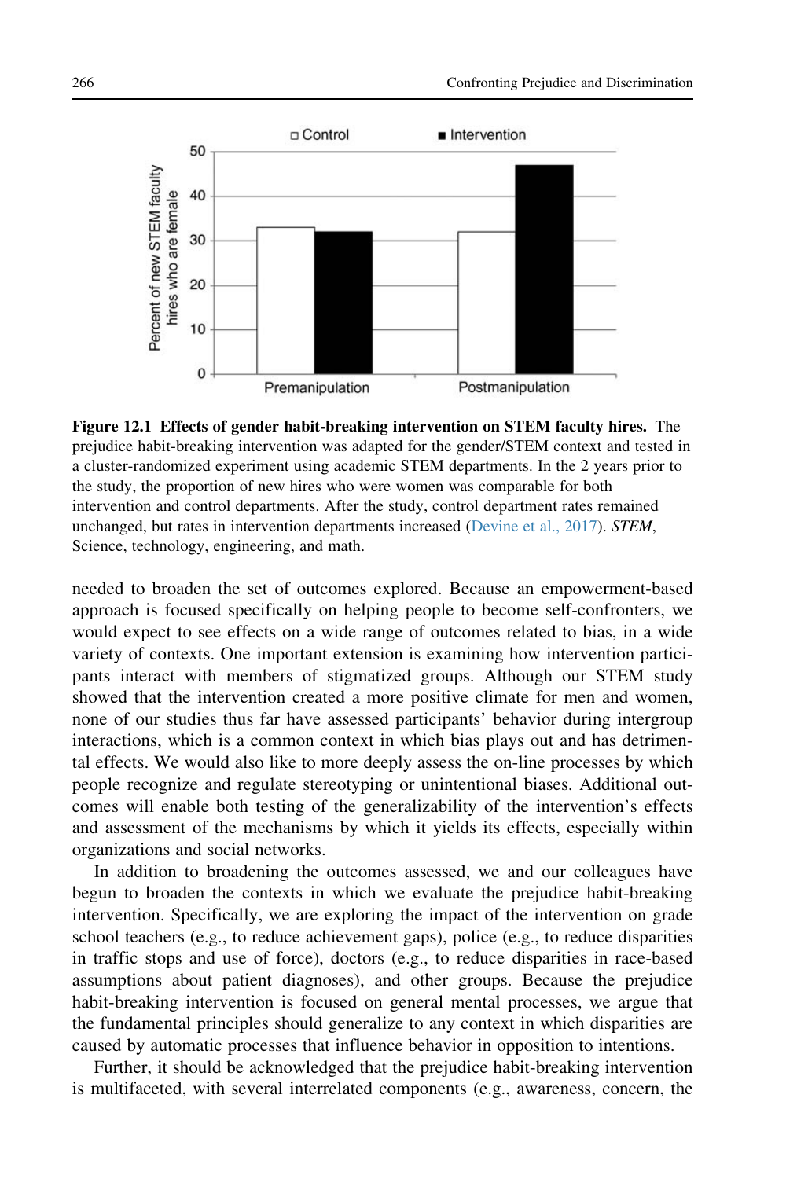**Figure 12.1 Effects of gender habit-breaking intervention on STEM faculty hires.** The prejudice habit-breaking intervention was adapted for the gender/STEM context and tested in a cluster-randomized experiment using academic STEM departments. In the 2 years prior to the study, the proportion of new hires who were women was comparable for both intervention and control departments. After the study, control department rates remained unchanged, but rates in intervention departments increased (Devine et al., 2017). *STEM*, Science, technology, engineering, and math.

needed to broaden the set of outcomes explored. Because an empowerment-based approach is focused specifically on helping people to become self-confronters, we would expect to see effects on a wide range of outcomes related to bias, in a wide variety of contexts. One important extension is examining how intervention participants interact with members of stigmatized groups. Although our STEM study showed that the intervention created a more positive climate for men and women, none of our studies thus far have assessed participants' behavior during intergroup interactions, which is a common context in which bias plays out and has detrimental effects. We would also like to more deeply assess the on-line processes by which people recognize and regulate stereotyping or unintentional biases. Additional outcomes will enable both testing of the generalizability of the intervention's effects and assessment of the mechanisms by which it yields its effects, especially within organizations and social networks.

In addition to broadening the outcomes assessed, we and our colleagues have begun to broaden the contexts in which we evaluate the prejudice habit-breaking intervention. Specifically, we are exploring the impact of the intervention on grade school teachers (e.g., to reduce achievement gaps), police (e.g., to reduce disparities in traffic stops and use of force), doctors (e.g., to reduce disparities in race-based assumptions about patient diagnoses), and other groups. Because the prejudice habit-breaking intervention is focused on general mental processes, we argue that the fundamental principles should generalize to any context in which disparities are caused by automatic processes that influence behavior in opposition to intentions.

Further, it should be acknowledged that the prejudice habit-breaking intervention is multifaceted, with several interrelated components (e.g., awareness, concern, the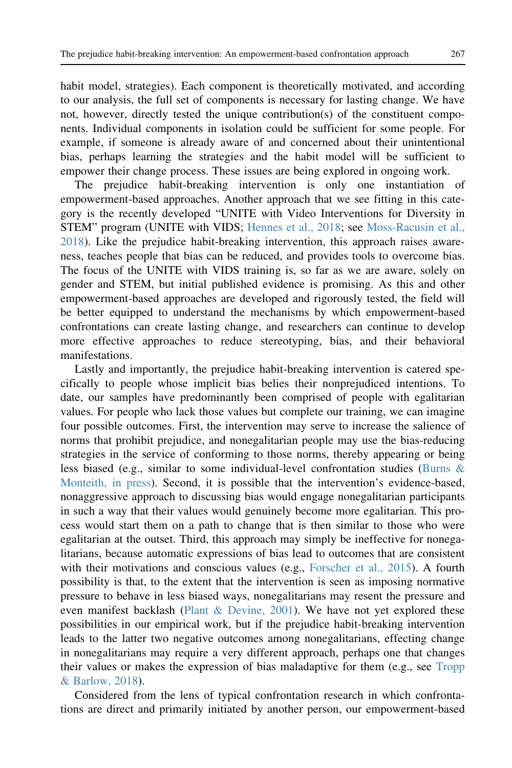habit model, strategies). Each component is theoretically motivated, and according to our analysis, the full set of components is necessary for lasting change. We have not, however, directly tested the unique contribution(s) of the constituent components. Individual components in isolation could be sufficient for some people. For example, if someone is already aware of and concerned about their unintentional bias, perhaps learning the strategies and the habit model will be sufficient to empower their change process. These issues are being explored in ongoing work.

The prejudice habit-breaking intervention is only one instantiation of empowerment-based approaches. Another approach that we see fitting in this category is the recently developed "UNITE with Video Interventions for Diversity in STEM" program (UNITE with VIDS; Hennes et al., 2018; see Moss-Racusin et al., 2018). Like the prejudice habit-breaking intervention, this approach raises awareness, teaches people that bias can be reduced, and provides tools to overcome bias. The focus of the UNITE with VIDS training is, so far as we are aware, solely on gender and STEM, but initial published evidence is promising. As this and other empowerment-based approaches are developed and rigorously tested, the field will be better equipped to understand the mechanisms by which empowerment-based confrontations can create lasting change, and researchers can continue to develop more effective approaches to reduce stereotyping, bias, and their behavioral manifestations.

Lastly and importantly, the prejudice habit-breaking intervention is catered specifically to people whose implicit bias belies their nonprejudiced intentions. To date, our samples have predominantly been comprised of people with egalitarian values. For people who lack those values but complete our training, we can imagine four possible outcomes. First, the intervention may serve to increase the salience of norms that prohibit prejudice, and nonegalitarian people may use the bias-reducing strategies in the service of conforming to those norms, thereby appearing or being less biased (e.g., similar to some individual-level confrontation studies (Burns & Monteith, in press). Second, it is possible that the intervention's evidence-based, nonaggressive approach to discussing bias would engage nonegalitarian participants in such a way that their values would genuinely become more egalitarian. This process would start them on a path to change that is then similar to those who were egalitarian at the outset. Third, this approach may simply be ineffective for nonegalitarians, because automatic expressions of bias lead to outcomes that are consistent with their motivations and conscious values (e.g., Forscher et al., 2015). A fourth possibility is that, to the extent that the intervention is seen as imposing normative pressure to behave in less biased ways, nonegalitarians may resent the pressure and even manifest backlash (Plant & Devine, 2001). We have not yet explored these possibilities in our empirical work, but if the prejudice habit-breaking intervention leads to the latter two negative outcomes among nonegalitarians, effecting change in nonegalitarians may require a very different approach, perhaps one that changes their values or makes the expression of bias maladaptive for them (e.g., see Tropp & Barlow, 2018).

Considered from the lens of typical confrontation research in which confrontations are direct and primarily initiated by another person, our empowerment-based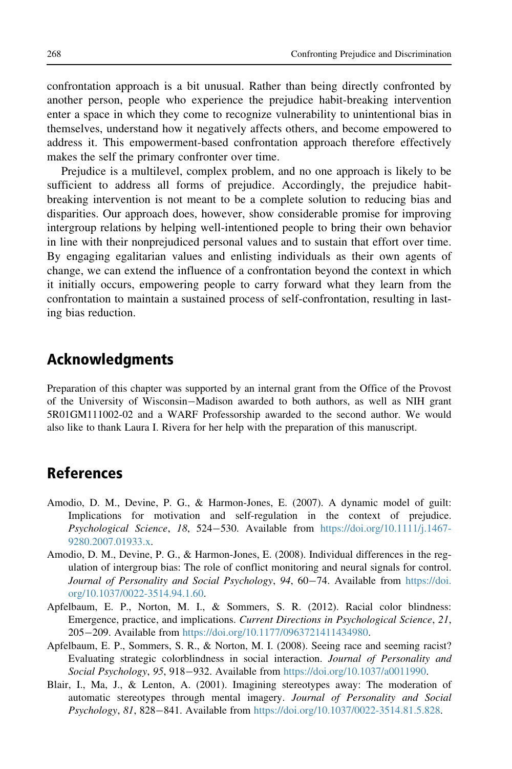confrontation approach is a bit unusual. Rather than being directly confronted by another person, people who experience the prejudice habit-breaking intervention enter a space in which they come to recognize vulnerability to unintentional bias in themselves, understand how it negatively affects others, and become empowered to address it. This empowerment-based confrontation approach therefore effectively makes the self the primary confronter over time.

Prejudice is a multilevel, complex problem, and no one approach is likely to be sufficient to address all forms of prejudice. Accordingly, the prejudice habit-breaking intervention is not meant to be a complete solution to reducing bias and disparities. Our approach does, however, show considerable promise for improving intergroup relations by helping well-intentioned people to bring their own behavior in line with their nonprejudiced personal values and to sustain that effort over time. By engaging egalitarian values and enlisting individuals as their own agents of change, we can extend the influence of a confrontation beyond the context in which it initially occurs, empowering people to carry forward what they learn from the confrontation to maintain a sustained process of self-confrontation, resulting in lasting bias reduction.

## Acknowledgments

Preparation of this chapter was supported by an internal grant from the Office of the Provost of the University of Wisconsin–Madison awarded to both authors, as well as NIH grant 5R01GM111002-02 and a WARF Professorship awarded to the second author. We would also like to thank Laura I. Rivera for her help with the preparation of this manuscript.

## References

Amodio, D. M., Devine, P. G., & Harmon-Jones, E. (2007). A dynamic model of guilt: Implications for motivation and self-regulation in the context of prejudice. *Psychological Science*, *18*, 524–530. Available from https://doi.org/10.1111/j.1467-9280.2007.01933.x.

Amodio, D. M., Devine, P. G., & Harmon-Jones, E. (2008). Individual differences in the regulation of intergroup bias: The role of conflict monitoring and neural signals for control. *Journal of Personality and Social Psychology*, *94*, 60–74. Available from https://doi.org/10.1037/0022-3514.94.1.60.

Apfelbaum, E. P., Norton, M. I., & Sommers, S. R. (2012). Racial color blindness: Emergence, practice, and implications. *Current Directions in Psychological Science*, *21*, 205–209. Available from https://doi.org/10.1177/0963721411434980.

Apfelbaum, E. P., Sommers, S. R., & Norton, M. I. (2008). Seeing race and seeming racist? Evaluating strategic colorblindness in social interaction. *Journal of Personality and Social Psychology*, *95*, 918–932. Available from https://doi.org/10.1037/a0011990.

Blair, I., Ma, J., & Lenton, A. (2001). Imagining stereotypes away: The moderation of automatic stereotypes through mental imagery. *Journal of Personality and Social Psychology*, *81*, 828–841. Available from https://doi.org/10.1037/0022-3514.81.5.828.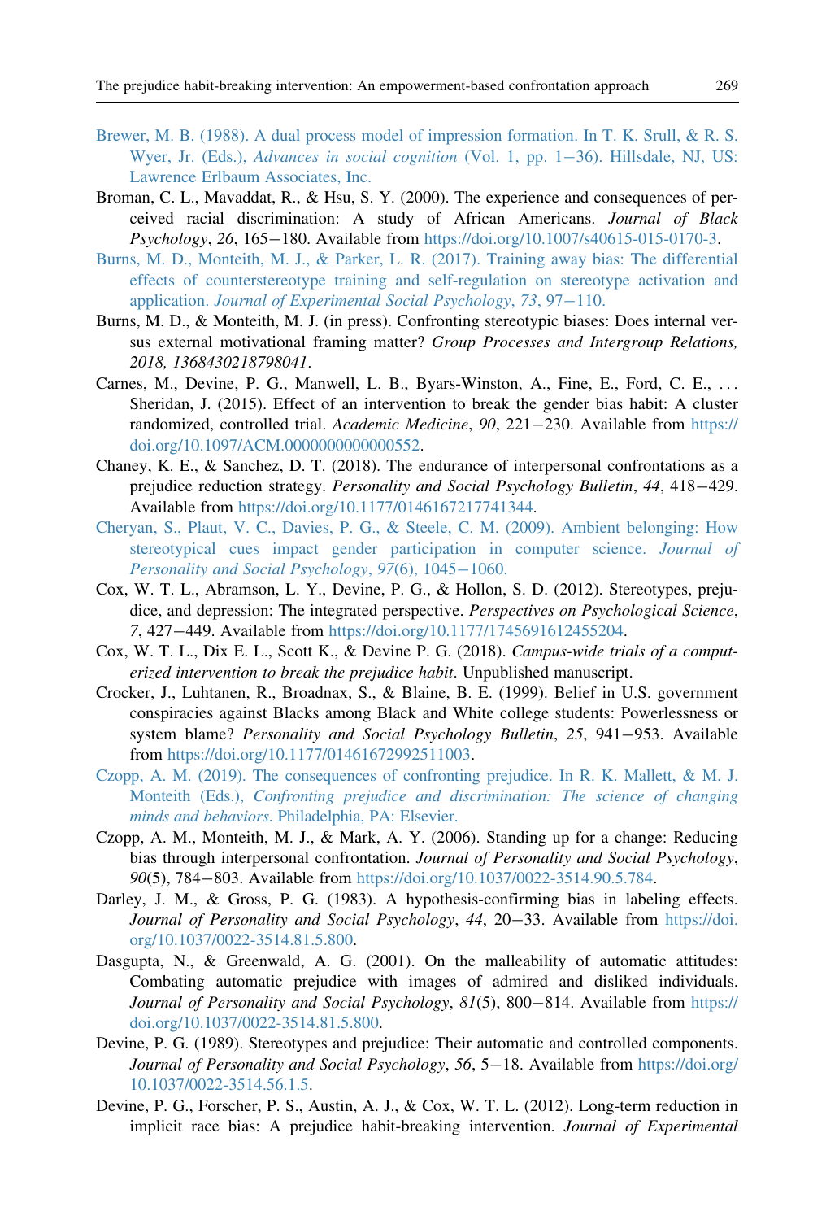Brewer, M. B. (1988). A dual process model of impression formation. In T. K. Srull, & R. S. Wyer, Jr. (Eds.), *Advances in social cognition* (Vol. 1, pp. 1−36). Hillsdale, NJ, US: Lawrence Erlbaum Associates, Inc.

Broman, C. L., Mavaddat, R., & Hsu, S. Y. (2000). The experience and consequences of perceived racial discrimination: A study of African Americans. *Journal of Black Psychology*, *26*, 165−180. Available from https://doi.org/10.1007/s40615-015-0170-3.

Burns, M. D., Monteith, M. J., & Parker, L. R. (2017). Training away bias: The differential effects of counterstereotype training and self-regulation on stereotype activation and application. *Journal of Experimental Social Psychology*, *73*, 97−110.

Burns, M. D., & Monteith, M. J. (in press). Confronting stereotypic biases: Does internal versus external motivational framing matter? *Group Processes and Intergroup Relations, 2018, 1368430218798041*.

Carnes, M., Devine, P. G., Manwell, L. B., Byars-Winston, A., Fine, E., Ford, C. E., ... Sheridan, J. (2015). Effect of an intervention to break the gender bias habit: A cluster randomized, controlled trial. *Academic Medicine*, *90*, 221−230. Available from https://doi.org/10.1097/ACM.0000000000000552.

Chaney, K. E., & Sanchez, D. T. (2018). The endurance of interpersonal confrontations as a prejudice reduction strategy. *Personality and Social Psychology Bulletin*, *44*, 418−429. Available from https://doi.org/10.1177/0146167217741344.

Cheryan, S., Plaut, V. C., Davies, P. G., & Steele, C. M. (2009). Ambient belonging: How stereotypical cues impact gender participation in computer science. *Journal of Personality and Social Psychology*, *97*(6), 1045−1060.

Cox, W. T. L., Abramson, L. Y., Devine, P. G., & Hollon, S. D. (2012). Stereotypes, prejudice, and depression: The integrated perspective. *Perspectives on Psychological Science*, *7*, 427−449. Available from https://doi.org/10.1177/1745691612455204.

Cox, W. T. L., Dix E. L., Scott K., & Devine P. G. (2018). *Campus-wide trials of a computerized intervention to break the prejudice habit*. Unpublished manuscript.

Crocker, J., Luhtanen, R., Broadnax, S., & Blaine, B. E. (1999). Belief in U.S. government conspiracies against Blacks among Black and White college students: Powerlessness or system blame? *Personality and Social Psychology Bulletin*, *25*, 941−953. Available from https://doi.org/10.1177/01461672992511003.

Czopp, A. M. (2019). The consequences of confronting prejudice. In R. K. Mallett, & M. J. Monteith (Eds.), *Confronting prejudice and discrimination: The science of changing minds and behaviors*. Philadelphia, PA: Elsevier.

Czopp, A. M., Monteith, M. J., & Mark, A. Y. (2006). Standing up for a change: Reducing bias through interpersonal confrontation. *Journal of Personality and Social Psychology*, *90*(5), 784−803. Available from https://doi.org/10.1037/0022-3514.90.5.784.

Darley, J. M., & Gross, P. G. (1983). A hypothesis-confirming bias in labeling effects. *Journal of Personality and Social Psychology*, *44*, 20−33. Available from https://doi.org/10.1037/0022-3514.81.5.800.

Dasgupta, N., & Greenwald, A. G. (2001). On the malleability of automatic attitudes: Combating automatic prejudice with images of admired and disliked individuals. *Journal of Personality and Social Psychology*, *81*(5), 800−814. Available from https://doi.org/10.1037/0022-3514.81.5.800.

Devine, P. G. (1989). Stereotypes and prejudice: Their automatic and controlled components. *Journal of Personality and Social Psychology*, *56*, 5−18. Available from https://doi.org/10.1037/0022-3514.56.1.5.

Devine, P. G., Forscher, P. S., Austin, A. J., & Cox, W. T. L. (2012). Long-term reduction in implicit race bias: A prejudice habit-breaking intervention. *Journal of Experimental*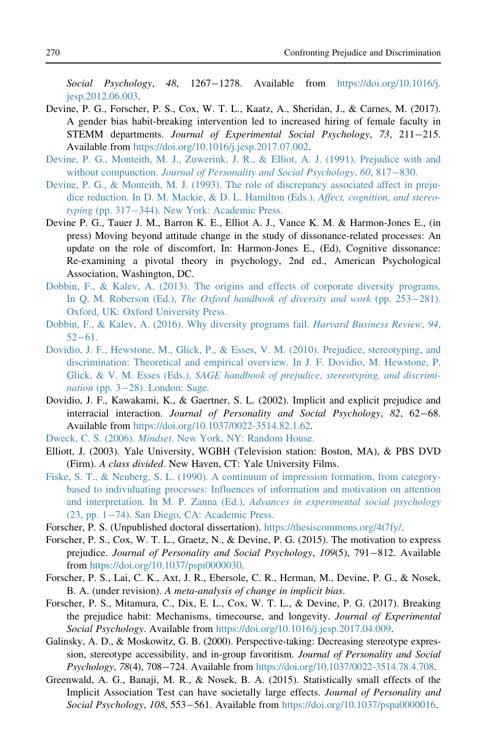*Social Psychology*, *48*, 1267–1278. Available from https://doi.org/10.1016/j.jesp.2012.06.003.

Devine, P. G., Forscher, P. S., Cox, W. T. L., Kaatz, A., Sheridan, J., & Carnes, M. (2017). A gender bias habit-breaking intervention led to increased hiring of female faculty in STEMM departments. *Journal of Experimental Social Psychology*, *73*, 211–215. Available from https://doi.org/10.1016/j.jesp.2017.07.002.

Devine, P. G., Monteith, M. J., Zuwerink, J. R., & Elliot, A. J. (1991). Prejudice with and without compunction. *Journal of Personality and Social Psychology*, *60*, 817–830.

Devine, P. G., & Monteith, M. J. (1993). The role of discrepancy associated affect in prejudice reduction. In D. M. Mackie, & D. L. Hamilton (Eds.), *Affect, cognition, and stereotyping* (pp. 317–344). New York: Academic Press.

Devine P. G., Tauer J. M., Barron K. E., Elliot A. J., Vance K. M. & Harmon-Jones E., (in press) Moving beyond attitude change in the study of dissonance-related processes: An update on the role of discomfort, In: Harmon-Jones E., (Ed), Cognitive dissonance: Re-examining a pivotal theory in psychology, 2nd ed., American Psychological Association, Washington, DC.

Dobbin, F., & Kalev, A. (2013). The origins and effects of corporate diversity programs. In Q. M. Roberson (Ed.), *The Oxford handbook of diversity and work* (pp. 253–281). Oxford, UK: Oxford University Press.

Dobbin, F., & Kalev, A. (2016). Why diversity programs fail. *Harvard Business Review*, *94*, 52–61.

Dovidio, J. F., Hewstone, M., Glick, P., & Esses, V. M. (2010). Prejudice, stereotyping, and discrimination: Theoretical and empirical overview. In J. F. Dovidio, M. Hewstone, P. Glick, & V. M. Esses (Eds.), *SAGE handbook of prejudice, stereotyping, and discrimination* (pp. 3–28). London: Sage.

Dovidio, J. F., Kawakami, K., & Gaertner, S. L. (2002). Implicit and explicit prejudice and interracial interaction. *Journal of Personality and Social Psychology*, *82*, 62–68. Available from https://doi.org/10.1037/0022-3514.82.1.62.

Dweck, C. S. (2006). *Mindset*. New York, NY: Random House.

Elliott, J. (2003). Yale University, WGBH (Television station: Boston, MA), & PBS DVD (Firm). *A class divided*. New Haven, CT: Yale University Films.

Fiske, S. T., & Neuberg, S. L. (1990). A continuum of impression formation, from category-based to individuating processes: Influences of information and motivation on attention and interpretation. In M. P. Zanna (Ed.), *Advances in experimental social psychology* (23, pp. 1–74). San Diego, CA: Academic Press.

Forscher, P. S. (Unpublished doctoral dissertation). https://thesiscommons.org/4t7fy/.

Forscher, P. S., Cox, W. T. L., Graetz, N., & Devine, P. G. (2015). The motivation to express prejudice. *Journal of Personality and Social Psychology*, *109*(5), 791–812. Available from https://doi.org/10.1037/pspi0000030.

Forscher, P. S., Lai, C. K., Axt, J. R., Ebersole, C. R., Herman, M., Devine, P. G., & Nosek, B. A. (under revision). *A meta-analysis of change in implicit bias*.

Forscher, P. S., Mitamura, C., Dix, E. L., Cox, W. T. L., & Devine, P. G. (2017). Breaking the prejudice habit: Mechanisms, timecourse, and longevity. *Journal of Experimental Social Psychology*. Available from https://doi.org/10.1016/j.jesp.2017.04.009.

Galinsky, A. D., & Moskowitz, G. B. (2000). Perspective-taking: Decreasing stereotype expression, stereotype accessibility, and in-group favoritism. *Journal of Personality and Social Psychology*, *78*(4), 708–724. Available from https://doi.org/10.1037/0022-3514.78.4.708.

Greenwald, A. G., Banaji, M. R., & Nosek, B. A. (2015). Statistically small effects of the Implicit Association Test can have societally large effects. *Journal of Personality and Social Psychology*, *108*, 553–561. Available from https://doi.org/10.1037/pspa0000016.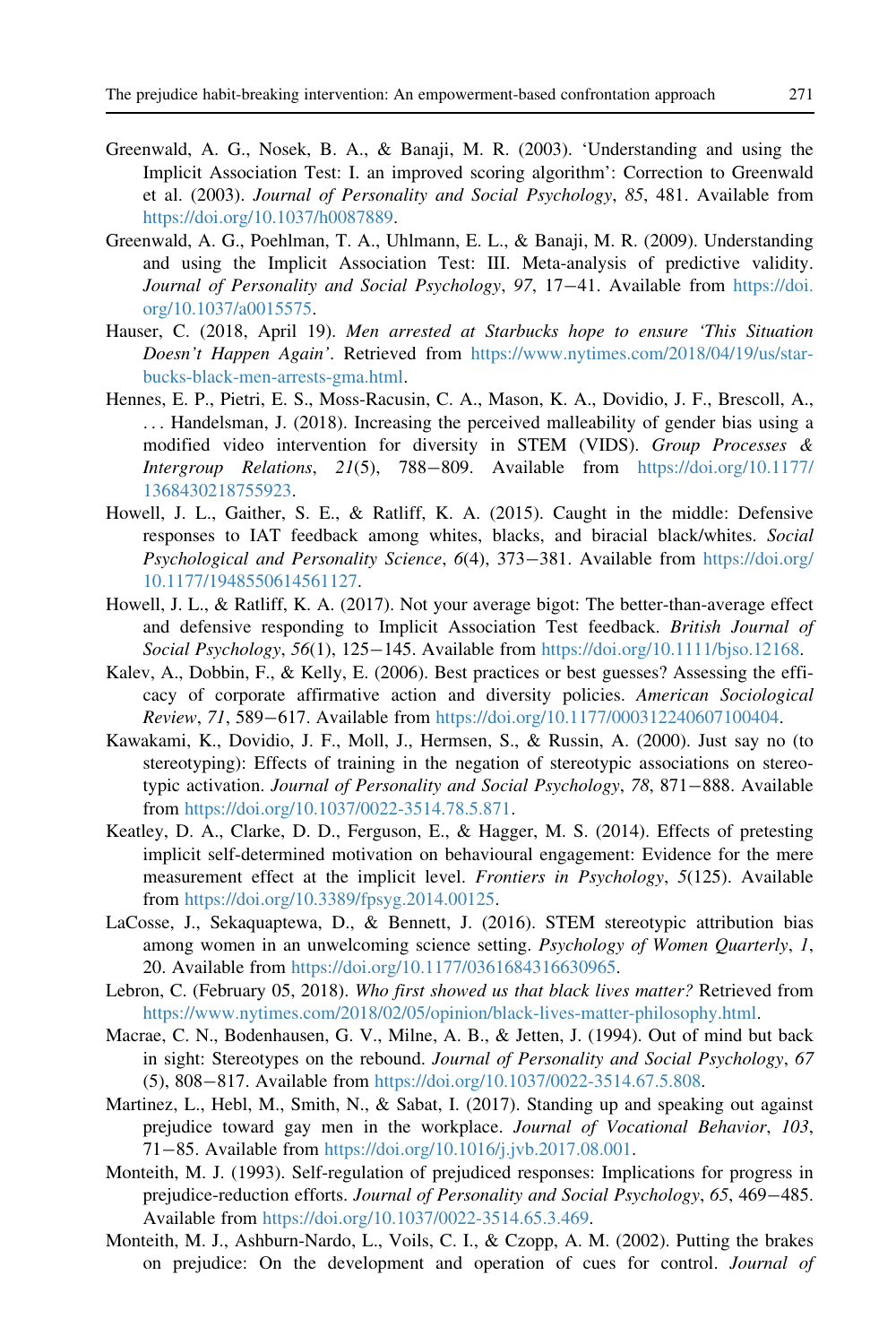Greenwald, A. G., Nosek, B. A., & Banaji, M. R. (2003). 'Understanding and using the Implicit Association Test: I. an improved scoring algorithm': Correction to Greenwald et al. (2003). *Journal of Personality and Social Psychology*, *85*, 481. Available from https://doi.org/10.1037/h0087889.

Greenwald, A. G., Poehlman, T. A., Uhlmann, E. L., & Banaji, M. R. (2009). Understanding and using the Implicit Association Test: III. Meta-analysis of predictive validity. *Journal of Personality and Social Psychology*, *97*, 17−41. Available from https://doi.org/10.1037/a0015575.

Hauser, C. (2018, April 19). *Men arrested at Starbucks hope to ensure 'This Situation Doesn't Happen Again'*. Retrieved from https://www.nytimes.com/2018/04/19/us/starbucks-black-men-arrests-gma.html.

Hennes, E. P., Pietri, E. S., Moss-Racusin, C. A., Mason, K. A., Dovidio, J. F., Brescoll, A., ... Handelsman, J. (2018). Increasing the perceived malleability of gender bias using a modified video intervention for diversity in STEM (VIDS). *Group Processes & Intergroup Relations*, *21*(5), 788−809. Available from https://doi.org/10.1177/1368430218755923.

Howell, J. L., Gaither, S. E., & Ratliff, K. A. (2015). Caught in the middle: Defensive responses to IAT feedback among whites, blacks, and biracial black/whites. *Social Psychological and Personality Science*, *6*(4), 373−381. Available from https://doi.org/10.1177/1948550614561127.

Howell, J. L., & Ratliff, K. A. (2017). Not your average bigot: The better-than-average effect and defensive responding to Implicit Association Test feedback. *British Journal of Social Psychology*, *56*(1), 125−145. Available from https://doi.org/10.1111/bjso.12168.

Kalev, A., Dobbin, F., & Kelly, E. (2006). Best practices or best guesses? Assessing the efficacy of corporate affirmative action and diversity policies. *American Sociological Review*, *71*, 589−617. Available from https://doi.org/10.1177/000312240607100404.

Kawakami, K., Dovidio, J. F., Moll, J., Hermsen, S., & Russin, A. (2000). Just say no (to stereotyping): Effects of training in the negation of stereotypic associations on stereotypic activation. *Journal of Personality and Social Psychology*, *78*, 871−888. Available from https://doi.org/10.1037/0022-3514.78.5.871.

Keatley, D. A., Clarke, D. D., Ferguson, E., & Hagger, M. S. (2014). Effects of pretesting implicit self-determined motivation on behavioural engagement: Evidence for the mere measurement effect at the implicit level. *Frontiers in Psychology*, *5*(125). Available from https://doi.org/10.3389/fpsyg.2014.00125.

LaCosse, J., Sekaquaptewa, D., & Bennett, J. (2016). STEM stereotypic attribution bias among women in an unwelcoming science setting. *Psychology of Women Quarterly*, *1*, 20. Available from https://doi.org/10.1177/0361684316630965.

Lebron, C. (February 05, 2018). *Who first showed us that black lives matter?* Retrieved from https://www.nytimes.com/2018/02/05/opinion/black-lives-matter-philosophy.html.

Macrae, C. N., Bodenhausen, G. V., Milne, A. B., & Jetten, J. (1994). Out of mind but back in sight: Stereotypes on the rebound. *Journal of Personality and Social Psychology*, *67* (5), 808−817. Available from https://doi.org/10.1037/0022-3514.67.5.808.

Martinez, L., Hebl, M., Smith, N., & Sabat, I. (2017). Standing up and speaking out against prejudice toward gay men in the workplace. *Journal of Vocational Behavior*, *103*, 71−85. Available from https://doi.org/10.1016/j.jvb.2017.08.001.

Monteith, M. J. (1993). Self-regulation of prejudiced responses: Implications for progress in prejudice-reduction efforts. *Journal of Personality and Social Psychology*, *65*, 469−485. Available from https://doi.org/10.1037/0022-3514.65.3.469.

Monteith, M. J., Ashburn-Nardo, L., Voils, C. I., & Czopp, A. M. (2002). Putting the brakes on prejudice: On the development and operation of cues for control. *Journal of*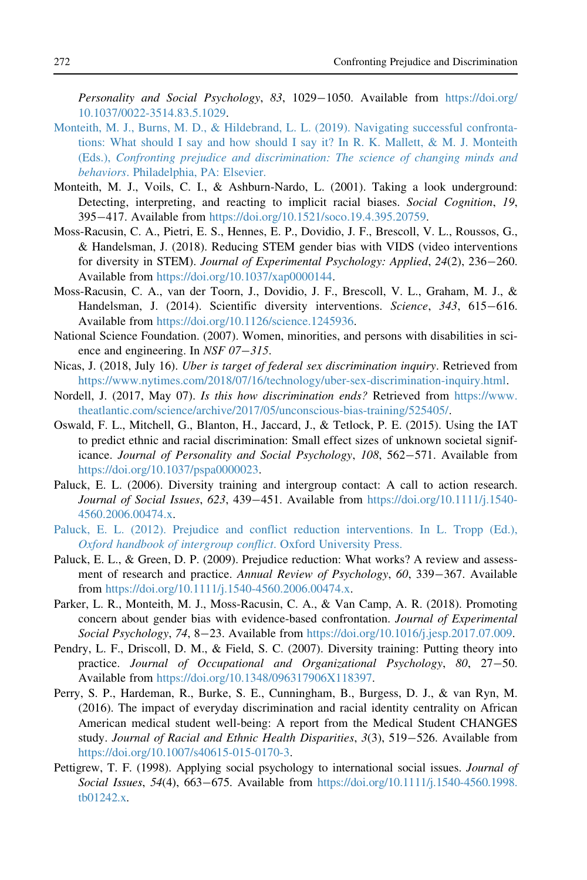*Personality and Social Psychology*, *83*, 1029–1050. Available from https://doi.org/10.1037/0022-3514.83.5.1029.

Monteith, M. J., Burns, M. D., & Hildebrand, L. L. (2019). Navigating successful confrontations: What should I say and how should I say it? In R. K. Mallett, & M. J. Monteith (Eds.), *Confronting prejudice and discrimination: The science of changing minds and behaviors*. Philadelphia, PA: Elsevier.

Monteith, M. J., Voils, C. I., & Ashburn-Nardo, L. (2001). Taking a look underground: Detecting, interpreting, and reacting to implicit racial biases. *Social Cognition*, *19*, 395–417. Available from https://doi.org/10.1521/soco.19.4.395.20759.

Moss-Racusin, C. A., Pietri, E. S., Hennes, E. P., Dovidio, J. F., Brescoll, V. L., Roussos, G., & Handelsman, J. (2018). Reducing STEM gender bias with VIDS (video interventions for diversity in STEM). *Journal of Experimental Psychology: Applied*, *24*(2), 236–260. Available from https://doi.org/10.1037/xap0000144.

Moss-Racusin, C. A., van der Toorn, J., Dovidio, J. F., Brescoll, V. L., Graham, M. J., & Handelsman, J. (2014). Scientific diversity interventions. *Science*, *343*, 615–616. Available from https://doi.org/10.1126/science.1245936.

National Science Foundation. (2007). Women, minorities, and persons with disabilities in science and engineering. In *NSF 07–315*.

Nicas, J. (2018, July 16). *Uber is target of federal sex discrimination inquiry*. Retrieved from https://www.nytimes.com/2018/07/16/technology/uber-sex-discrimination-inquiry.html.

Nordell, J. (2017, May 07). *Is this how discrimination ends?* Retrieved from https://www.theatlantic.com/science/archive/2017/05/unconscious-bias-training/525405/.

Oswald, F. L., Mitchell, G., Blanton, H., Jaccard, J., & Tetlock, P. E. (2015). Using the IAT to predict ethnic and racial discrimination: Small effect sizes of unknown societal significance. *Journal of Personality and Social Psychology*, *108*, 562–571. Available from https://doi.org/10.1037/pspa0000023.

Paluck, E. L. (2006). Diversity training and intergroup contact: A call to action research. *Journal of Social Issues*, *623*, 439–451. Available from https://doi.org/10.1111/j.1540-4560.2006.00474.x.

Paluck, E. L. (2012). Prejudice and conflict reduction interventions. In L. Tropp (Ed.), *Oxford handbook of intergroup conflict*. Oxford University Press.

Paluck, E. L., & Green, D. P. (2009). Prejudice reduction: What works? A review and assessment of research and practice. *Annual Review of Psychology*, *60*, 339–367. Available from https://doi.org/10.1111/j.1540-4560.2006.00474.x.

Parker, L. R., Monteith, M. J., Moss-Racusin, C. A., & Van Camp, A. R. (2018). Promoting concern about gender bias with evidence-based confrontation. *Journal of Experimental Social Psychology*, *74*, 8–23. Available from https://doi.org/10.1016/j.jesp.2017.07.009.

Pendry, L. F., Driscoll, D. M., & Field, S. C. (2007). Diversity training: Putting theory into practice. *Journal of Occupational and Organizational Psychology*, *80*, 27–50. Available from https://doi.org/10.1348/096317906X118397.

Perry, S. P., Hardeman, R., Burke, S. E., Cunningham, B., Burgess, D. J., & van Ryn, M. (2016). The impact of everyday discrimination and racial identity centrality on African American medical student well-being: A report from the Medical Student CHANGES study. *Journal of Racial and Ethnic Health Disparities*, *3*(3), 519–526. Available from https://doi.org/10.1007/s40615-015-0170-3.

Pettigrew, T. F. (1998). Applying social psychology to international social issues. *Journal of Social Issues*, *54*(4), 663–675. Available from https://doi.org/10.1111/j.1540-4560.1998.tb01242.x.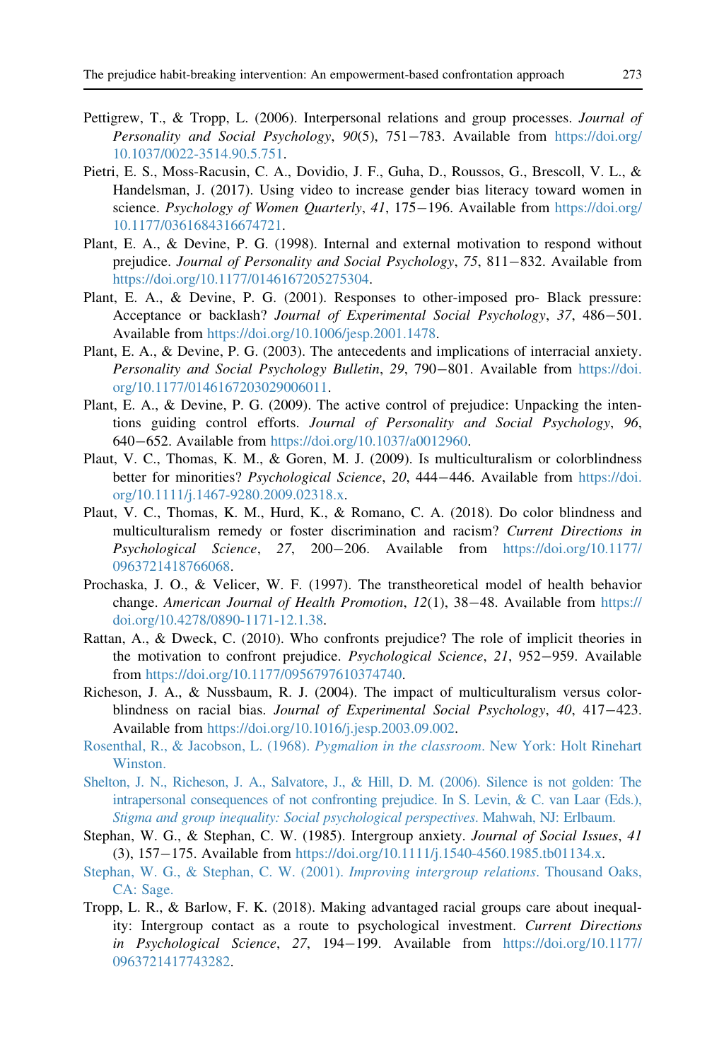Pettigrew, T., & Tropp, L. (2006). Interpersonal relations and group processes. *Journal of Personality and Social Psychology*, *90*(5), 751−783. Available from https://doi.org/10.1037/0022-3514.90.5.751.

Pietri, E. S., Moss-Racusin, C. A., Dovidio, J. F., Guha, D., Roussos, G., Brescoll, V. L., & Handelsman, J. (2017). Using video to increase gender bias literacy toward women in science. *Psychology of Women Quarterly*, *41*, 175−196. Available from https://doi.org/10.1177/0361684316674721.

Plant, E. A., & Devine, P. G. (1998). Internal and external motivation to respond without prejudice. *Journal of Personality and Social Psychology*, *75*, 811−832. Available from https://doi.org/10.1177/0146167205275304.

Plant, E. A., & Devine, P. G. (2001). Responses to other-imposed pro- Black pressure: Acceptance or backlash? *Journal of Experimental Social Psychology*, *37*, 486−501. Available from https://doi.org/10.1006/jesp.2001.1478.

Plant, E. A., & Devine, P. G. (2003). The antecedents and implications of interracial anxiety. *Personality and Social Psychology Bulletin*, *29*, 790−801. Available from https://doi.org/10.1177/0146167203029006011.

Plant, E. A., & Devine, P. G. (2009). The active control of prejudice: Unpacking the intentions guiding control efforts. *Journal of Personality and Social Psychology*, *96*, 640−652. Available from https://doi.org/10.1037/a0012960.

Plaut, V. C., Thomas, K. M., & Goren, M. J. (2009). Is multiculturalism or colorblindness better for minorities? *Psychological Science*, *20*, 444−446. Available from https://doi.org/10.1111/j.1467-9280.2009.02318.x.

Plaut, V. C., Thomas, K. M., Hurd, K., & Romano, C. A. (2018). Do color blindness and multiculturalism remedy or foster discrimination and racism? *Current Directions in Psychological Science*, *27*, 200−206. Available from https://doi.org/10.1177/0963721418766068.

Prochaska, J. O., & Velicer, W. F. (1997). The transtheoretical model of health behavior change. *American Journal of Health Promotion*, *12*(1), 38−48. Available from https://doi.org/10.4278/0890-1171-12.1.38.

Rattan, A., & Dweck, C. (2010). Who confronts prejudice? The role of implicit theories in the motivation to confront prejudice. *Psychological Science*, *21*, 952−959. Available from https://doi.org/10.1177/0956797610374740.

Richeson, J. A., & Nussbaum, R. J. (2004). The impact of multiculturalism versus colorblindness on racial bias. *Journal of Experimental Social Psychology*, *40*, 417−423. Available from https://doi.org/10.1016/j.jesp.2003.09.002.

Rosenthal, R., & Jacobson, L. (1968). *Pygmalion in the classroom*. New York: Holt Rinehart Winston.

Shelton, J. N., Richeson, J. A., Salvatore, J., & Hill, D. M. (2006). Silence is not golden: The intrapersonal consequences of not confronting prejudice. In S. Levin, & C. van Laar (Eds.), *Stigma and group inequality: Social psychological perspectives*. Mahwah, NJ: Erlbaum.

Stephan, W. G., & Stephan, C. W. (1985). Intergroup anxiety. *Journal of Social Issues*, *41* (3), 157−175. Available from https://doi.org/10.1111/j.1540-4560.1985.tb01134.x.

Stephan, W. G., & Stephan, C. W. (2001). *Improving intergroup relations*. Thousand Oaks, CA: Sage.

Tropp, L. R., & Barlow, F. K. (2018). Making advantaged racial groups care about inequality: Intergroup contact as a route to psychological investment. *Current Directions in Psychological Science*, *27*, 194−199. Available from https://doi.org/10.1177/0963721417743282.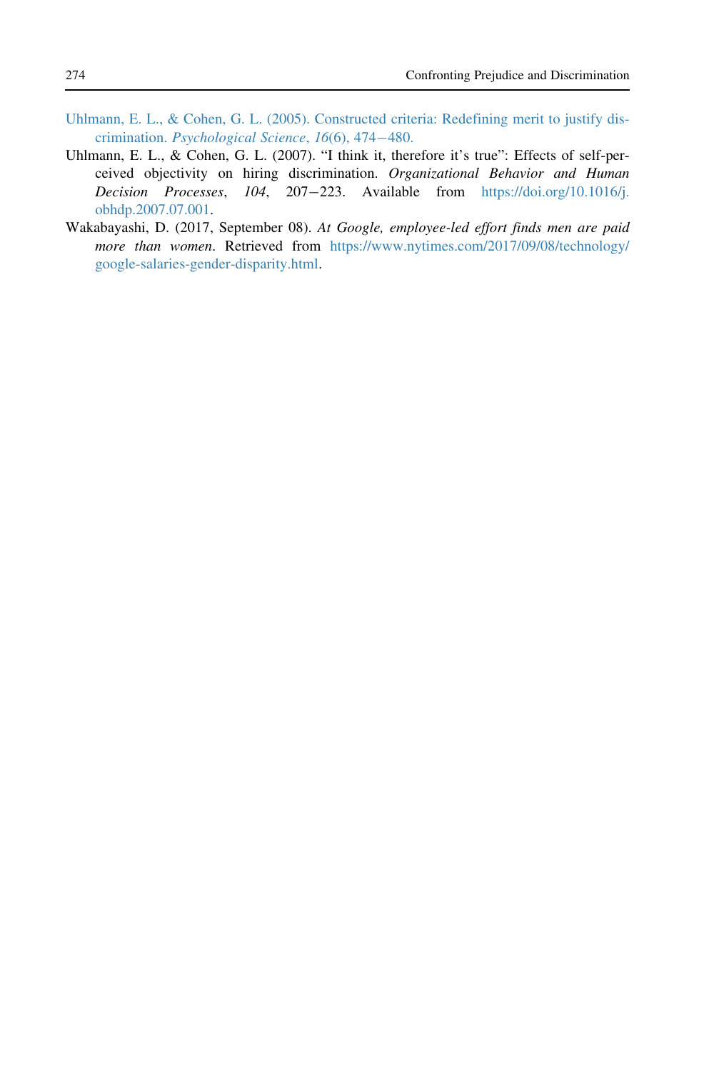Uhlmann, E. L., & Cohen, G. L. (2005). Constructed criteria: Redefining merit to justify discrimination. *Psychological Science*, *16*(6), 474−480.

Uhlmann, E. L., & Cohen, G. L. (2007). "I think it, therefore it's true": Effects of self-perceived objectivity on hiring discrimination. *Organizational Behavior and Human Decision Processes*, *104*, 207−223. Available from https://doi.org/10.1016/j.obhdp.2007.07.001.

Wakabayashi, D. (2017, September 08). *At Google, employee-led effort finds men are paid more than women*. Retrieved from https://www.nytimes.com/2017/09/08/technology/google-salaries-gender-disparity.html.